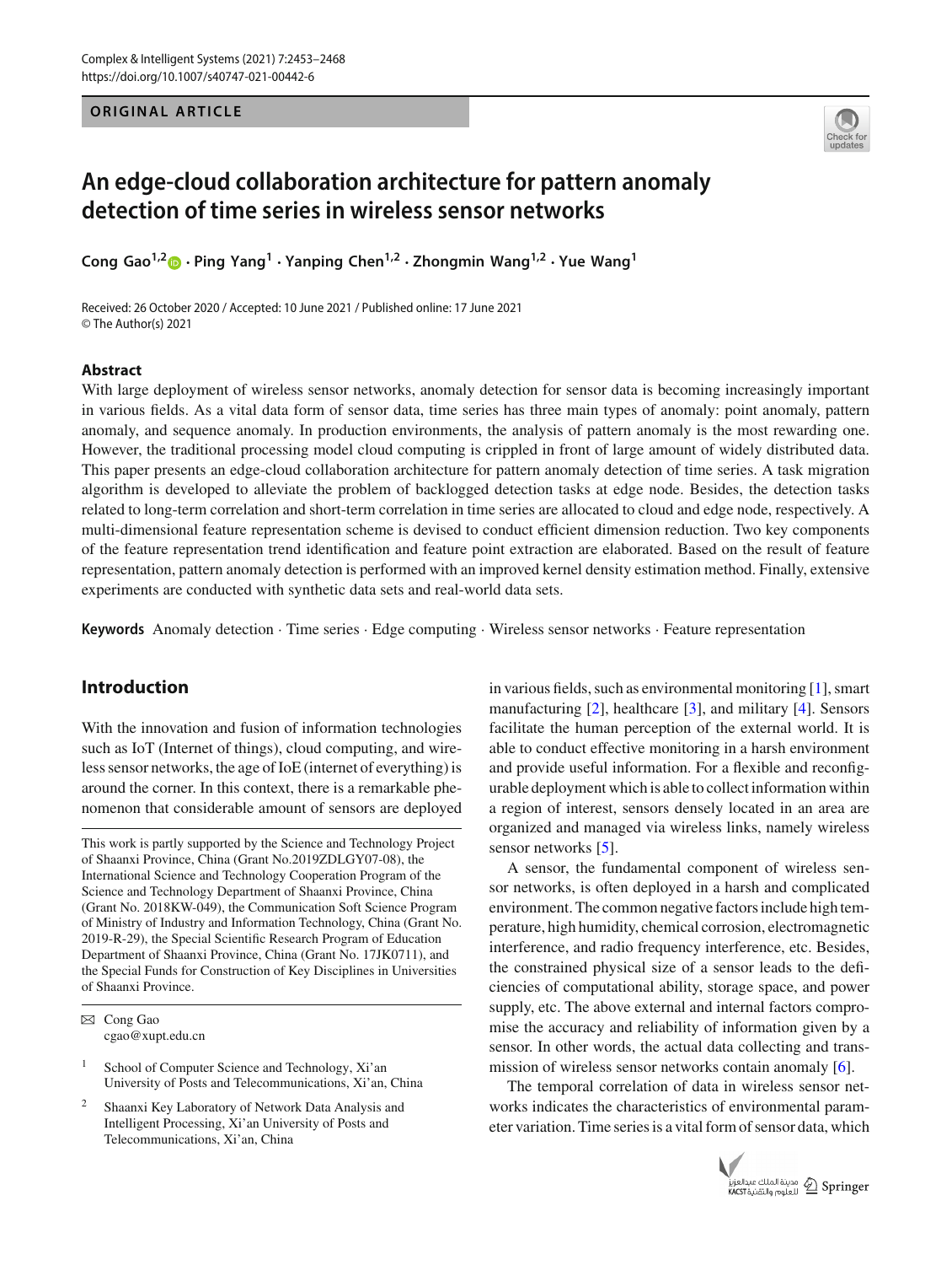ORIGINAL ARTICLE

# An edge-cloud collaboration architecture for pattern anomaly detection of time series in wireless sensor networks

**Cong Gao[1,2] · Ping Yang[1] · Yanping Chen[1,2] · Zhongmin Wang[1,2] · Yue Wang[1]**

Received: 26 October 2020 / Accepted: 10 June 2021 / Published online: 17 June 2021
© The Author(s) 2021

## Abstract

With large deployment of wireless sensor networks, anomaly detection for sensor data is becoming increasingly important in various fields. As a vital data form of sensor data, time series has three main types of anomaly: point anomaly, pattern anomaly, and sequence anomaly. In production environments, the analysis of pattern anomaly is the most rewarding one. However, the traditional processing model cloud computing is crippled in front of large amount of widely distributed data. This paper presents an edge-cloud collaboration architecture for pattern anomaly detection of time series. A task migration algorithm is developed to alleviate the problem of backlogged detection tasks at edge node. Besides, the detection tasks related to long-term correlation and short-term correlation in time series are allocated to cloud and edge node, respectively. A multi-dimensional feature representation scheme is devised to conduct efficient dimension reduction. Two key components of the feature representation trend identification and feature point extraction are elaborated. Based on the result of feature representation, pattern anomaly detection is performed with an improved kernel density estimation method. Finally, extensive experiments are conducted with synthetic data sets and real-world data sets.

**Keywords** Anomaly detection · Time series · Edge computing · Wireless sensor networks · Feature representation

## Introduction

With the innovation and fusion of information technologies such as IoT (Internet of things), cloud computing, and wireless sensor networks, the age of IoE (internet of everything) is around the corner. In this context, there is a remarkable phenomenon that considerable amount of sensors are deployed in various fields, such as environmental monitoring [1], smart manufacturing [2], healthcare [3], and military [4]. Sensors facilitate the human perception of the external world. It is able to conduct effective monitoring in a harsh environment and provide useful information. For a flexible and reconfigurable deployment which is able to collect information within a region of interest, sensors densely located in an area are organized and managed via wireless links, namely wireless sensor networks [5].

A sensor, the fundamental component of wireless sensor networks, is often deployed in a harsh and complicated environment. The common negative factors include high temperature, high humidity, chemical corrosion, electromagnetic interference, and radio frequency interference, etc. Besides, the constrained physical size of a sensor leads to the deficiencies of computational ability, storage space, and power supply, etc. The above external and internal factors compromise the accuracy and reliability of information given by a sensor. In other words, the actual data collecting and transmission of wireless sensor networks contain anomaly [6].

The temporal correlation of data in wireless sensor networks indicates the characteristics of environmental parameter variation. Time series is a vital form of sensor data, which

---

This work is partly supported by the Science and Technology Project of Shaanxi Province, China (Grant No.2019ZDLGY07-08), the International Science and Technology Cooperation Program of the Science and Technology Department of Shaanxi Province, China (Grant No. 2018KW-049), the Communication Soft Science Program of Ministry of Industry and Information Technology, China (Grant No. 2019-R-29), the Special Scientific Research Program of Education Department of Shaanxi Province, China (Grant No. 17JK0711), and the Special Funds for Construction of Key Disciplines in Universities of Shaanxi Province.

✉ Cong Gao
cgao@xupt.edu.cn

[1] School of Computer Science and Technology, Xi'an University of Posts and Telecommunications, Xi'an, China

[2] Shaanxi Key Laboratory of Network Data Analysis and Intelligent Processing, Xi'an University of Posts and Telecommunications, Xi'an, China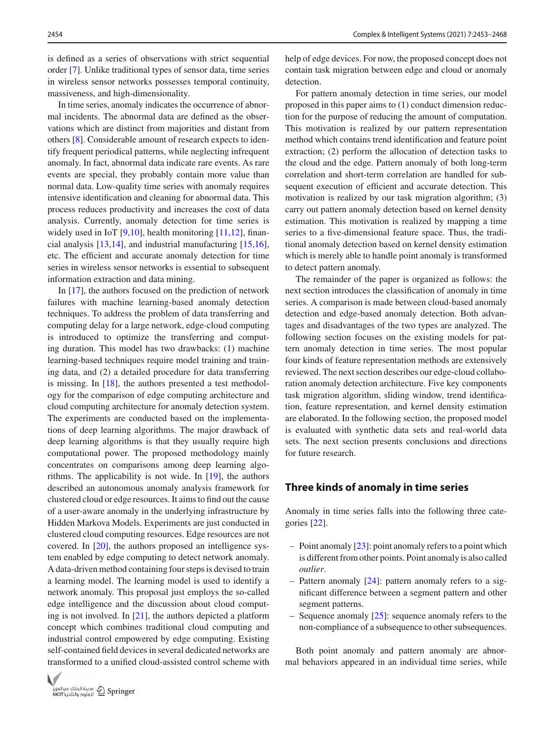is defined as a series of observations with strict sequential order [7]. Unlike traditional types of sensor data, time series in wireless sensor networks possesses temporal continuity, massiveness, and high-dimensionality.

In time series, anomaly indicates the occurrence of abnormal incidents. The abnormal data are defined as the observations which are distinct from majorities and distant from others [8]. Considerable amount of research expects to identify frequent periodical patterns, while neglecting infrequent anomaly. In fact, abnormal data indicate rare events. As rare events are special, they probably contain more value than normal data. Low-quality time series with anomaly requires intensive identification and cleaning for abnormal data. This process reduces productivity and increases the cost of data analysis. Currently, anomaly detection for time series is widely used in IoT [9,10], health monitoring [11,12], financial analysis [13,14], and industrial manufacturing [15,16], etc. The efficient and accurate anomaly detection for time series in wireless sensor networks is essential to subsequent information extraction and data mining.

In [17], the authors focused on the prediction of network failures with machine learning-based anomaly detection techniques. To address the problem of data transferring and computing delay for a large network, edge-cloud computing is introduced to optimize the transferring and computing duration. This model has two drawbacks: (1) machine learning-based techniques require model training and training data, and (2) a detailed procedure for data transferring is missing. In [18], the authors presented a test methodology for the comparison of edge computing architecture and cloud computing architecture for anomaly detection system. The experiments are conducted based on the implementations of deep learning algorithms. The major drawback of deep learning algorithms is that they usually require high computational power. The proposed methodology mainly concentrates on comparisons among deep learning algorithms. The applicability is not wide. In [19], the authors described an autonomous anomaly analysis framework for clustered cloud or edge resources. It aims to find out the cause of a user-aware anomaly in the underlying infrastructure by Hidden Markova Models. Experiments are just conducted in clustered cloud computing resources. Edge resources are not covered. In [20], the authors proposed an intelligence system enabled by edge computing to detect network anomaly. A data-driven method containing four steps is devised to train a learning model. The learning model is used to identify a network anomaly. This proposal just employs the so-called edge intelligence and the discussion about cloud computing is not involved. In [21], the authors depicted a platform concept which combines traditional cloud computing and industrial control empowered by edge computing. Existing self-contained field devices in several dedicated networks are transformed to a unified cloud-assisted control scheme with help of edge devices. For now, the proposed concept does not contain task migration between edge and cloud or anomaly detection.

For pattern anomaly detection in time series, our model proposed in this paper aims to (1) conduct dimension reduction for the purpose of reducing the amount of computation. This motivation is realized by our pattern representation method which contains trend identification and feature point extraction; (2) perform the allocation of detection tasks to the cloud and the edge. Pattern anomaly of both long-term correlation and short-term correlation are handled for subsequent execution of efficient and accurate detection. This motivation is realized by our task migration algorithm; (3) carry out pattern anomaly detection based on kernel density estimation. This motivation is realized by mapping a time series to a five-dimensional feature space. Thus, the traditional anomaly detection based on kernel density estimation which is merely able to handle point anomaly is transformed to detect pattern anomaly.

The remainder of the paper is organized as follows: the next section introduces the classification of anomaly in time series. A comparison is made between cloud-based anomaly detection and edge-based anomaly detection. Both advantages and disadvantages of the two types are analyzed. The following section focuses on the existing models for pattern anomaly detection in time series. The most popular four kinds of feature representation methods are extensively reviewed. The next section describes our edge-cloud collaboration anomaly detection architecture. Five key components task migration algorithm, sliding window, trend identification, feature representation, and kernel density estimation are elaborated. In the following section, the proposed model is evaluated with synthetic data sets and real-world data sets. The next section presents conclusions and directions for future research.

## Three kinds of anomaly in time series

Anomaly in time series falls into the following three categories [22].

- Point anomaly [23]: point anomaly refers to a point which is different from other points. Point anomaly is also called *outlier*.
- Pattern anomaly [24]: pattern anomaly refers to a significant difference between a segment pattern and other segment patterns.
- Sequence anomaly [25]: sequence anomaly refers to the non-compliance of a subsequence to other subsequences.

Both point anomaly and pattern anomaly are abnormal behaviors appeared in an individual time series, while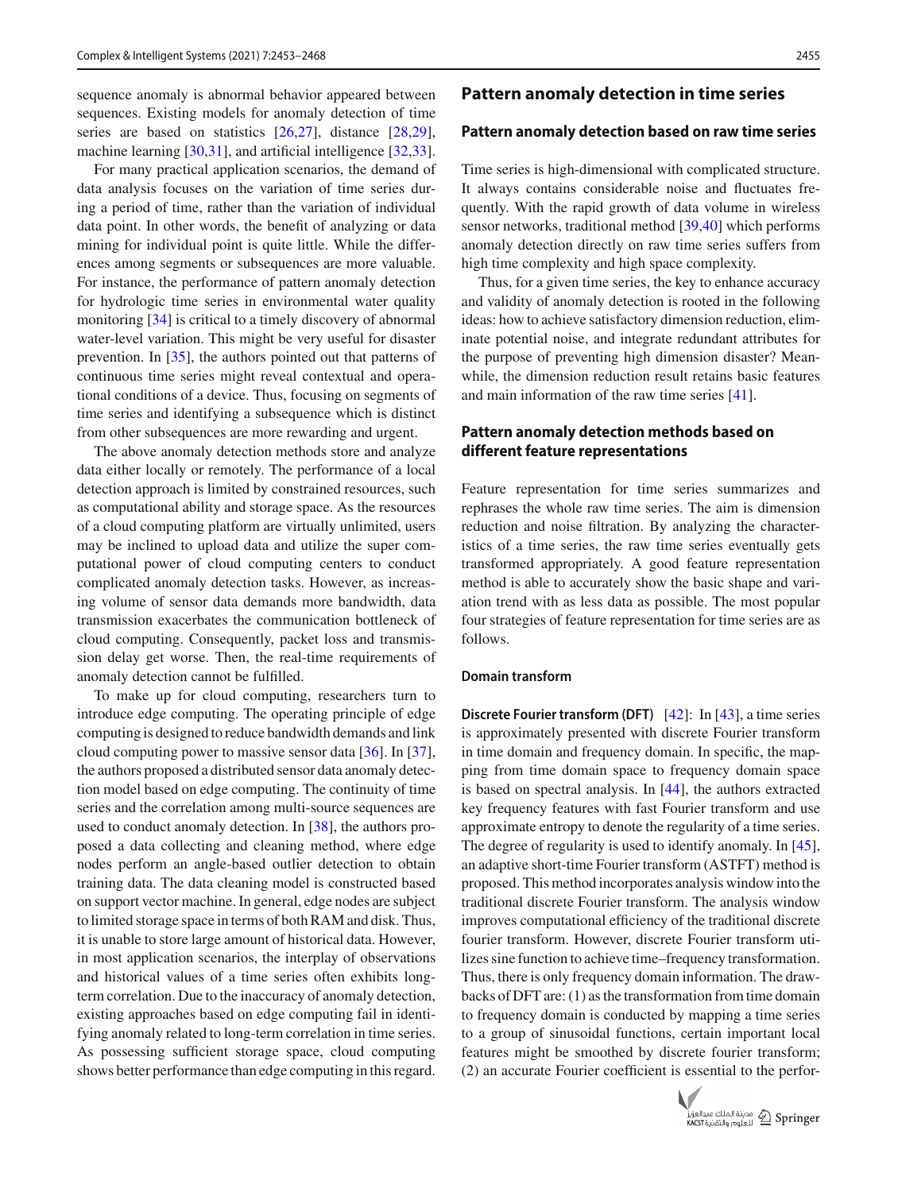sequence anomaly is abnormal behavior appeared between sequences. Existing models for anomaly detection of time series are based on statistics [26,27], distance [28,29], machine learning [30,31], and artificial intelligence [32,33].

For many practical application scenarios, the demand of data analysis focuses on the variation of time series during a period of time, rather than the variation of individual data point. In other words, the benefit of analyzing or data mining for individual point is quite little. While the differences among segments or subsequences are more valuable. For instance, the performance of pattern anomaly detection for hydrologic time series in environmental water quality monitoring [34] is critical to a timely discovery of abnormal water-level variation. This might be very useful for disaster prevention. In [35], the authors pointed out that patterns of continuous time series might reveal contextual and operational conditions of a device. Thus, focusing on segments of time series and identifying a subsequence which is distinct from other subsequences are more rewarding and urgent.

The above anomaly detection methods store and analyze data either locally or remotely. The performance of a local detection approach is limited by constrained resources, such as computational ability and storage space. As the resources of a cloud computing platform are virtually unlimited, users may be inclined to upload data and utilize the super computational power of cloud computing centers to conduct complicated anomaly detection tasks. However, as increasing volume of sensor data demands more bandwidth, data transmission exacerbates the communication bottleneck of cloud computing. Consequently, packet loss and transmission delay get worse. Then, the real-time requirements of anomaly detection cannot be fulfilled.

To make up for cloud computing, researchers turn to introduce edge computing. The operating principle of edge computing is designed to reduce bandwidth demands and link cloud computing power to massive sensor data [36]. In [37], the authors proposed a distributed sensor data anomaly detection model based on edge computing. The continuity of time series and the correlation among multi-source sequences are used to conduct anomaly detection. In [38], the authors proposed a data collecting and cleaning method, where edge nodes perform an angle-based outlier detection to obtain training data. The data cleaning model is constructed based on support vector machine. In general, edge nodes are subject to limited storage space in terms of both RAM and disk. Thus, it is unable to store large amount of historical data. However, in most application scenarios, the interplay of observations and historical values of a time series often exhibits long-term correlation. Due to the inaccuracy of anomaly detection, existing approaches based on edge computing fail in identifying anomaly related to long-term correlation in time series. As possessing sufficient storage space, cloud computing shows better performance than edge computing in this regard.

## Pattern anomaly detection in time series

### Pattern anomaly detection based on raw time series

Time series is high-dimensional with complicated structure. It always contains considerable noise and fluctuates frequently. With the rapid growth of data volume in wireless sensor networks, traditional method [39,40] which performs anomaly detection directly on raw time series suffers from high time complexity and high space complexity.

Thus, for a given time series, the key to enhance accuracy and validity of anomaly detection is rooted in the following ideas: how to achieve satisfactory dimension reduction, eliminate potential noise, and integrate redundant attributes for the purpose of preventing high dimension disaster? Meanwhile, the dimension reduction result retains basic features and main information of the raw time series [41].

### Pattern anomaly detection methods based on different feature representations

Feature representation for time series summarizes and rephrases the whole raw time series. The aim is dimension reduction and noise filtration. By analyzing the characteristics of a time series, the raw time series eventually gets transformed appropriately. A good feature representation method is able to accurately show the basic shape and variation trend with as less data as possible. The most popular four strategies of feature representation for time series are as follows.

#### Domain transform

**Discrete Fourier transform (DFT)** [42]: In [43], a time series is approximately presented with discrete Fourier transform in time domain and frequency domain. In specific, the mapping from time domain space to frequency domain space is based on spectral analysis. In [44], the authors extracted key frequency features with fast Fourier transform and use approximate entropy to denote the regularity of a time series. The degree of regularity is used to identify anomaly. In [45], an adaptive short-time Fourier transform (ASTFT) method is proposed. This method incorporates analysis window into the traditional discrete Fourier transform. The analysis window improves computational efficiency of the traditional discrete fourier transform. However, discrete Fourier transform utilizes sine function to achieve time–frequency transformation. Thus, there is only frequency domain information. The drawbacks of DFT are: (1) as the transformation from time domain to frequency domain is conducted by mapping a time series to a group of sinusoidal functions, certain important local features might be smoothed by discrete fourier transform; (2) an accurate Fourier coefficient is essential to the perfor-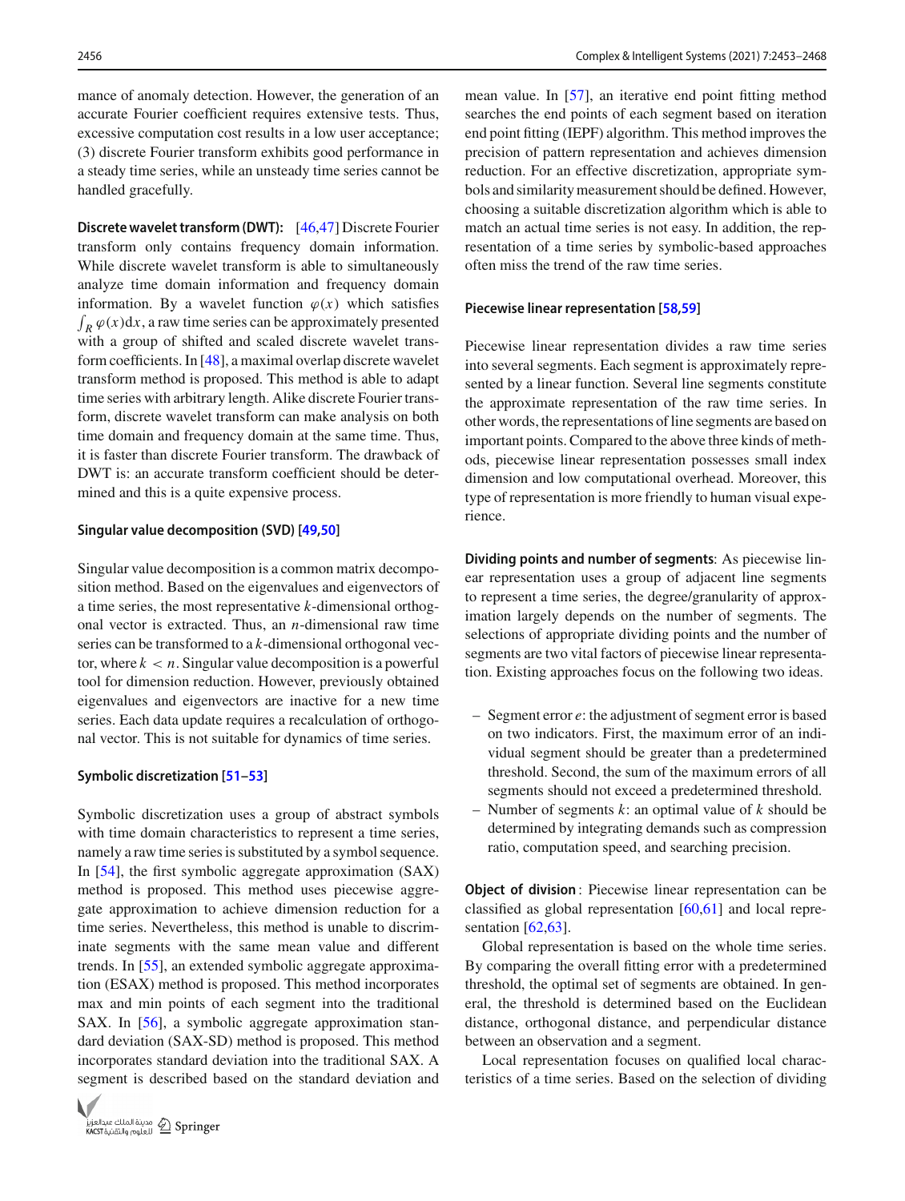mance of anomaly detection. However, the generation of an accurate Fourier coefficient requires extensive tests. Thus, excessive computation cost results in a low user acceptance; (3) discrete Fourier transform exhibits good performance in a steady time series, while an unsteady time series cannot be handled gracefully.

**Discrete wavelet transform (DWT):** [46,47] Discrete Fourier transform only contains frequency domain information. While discrete wavelet transform is able to simultaneously analyze time domain information and frequency domain information. By a wavelet function $\varphi(x)$ which satisfies $\int_R \varphi(x)\mathrm{d}x$, a raw time series can be approximately presented with a group of shifted and scaled discrete wavelet transform coefficients. In [48], a maximal overlap discrete wavelet transform method is proposed. This method is able to adapt time series with arbitrary length. Alike discrete Fourier transform, discrete wavelet transform can make analysis on both time domain and frequency domain at the same time. Thus, it is faster than discrete Fourier transform. The drawback of DWT is: an accurate transform coefficient should be determined and this is a quite expensive process.

**Singular value decomposition (SVD) [49,50]**

Singular value decomposition is a common matrix decomposition method. Based on the eigenvalues and eigenvectors of a time series, the most representative $k$-dimensional orthogonal vector is extracted. Thus, an $n$-dimensional raw time series can be transformed to a $k$-dimensional orthogonal vector, where $k < n$. Singular value decomposition is a powerful tool for dimension reduction. However, previously obtained eigenvalues and eigenvectors are inactive for a new time series. Each data update requires a recalculation of orthogonal vector. This is not suitable for dynamics of time series.

**Symbolic discretization [51–53]**

Symbolic discretization uses a group of abstract symbols with time domain characteristics to represent a time series, namely a raw time series is substituted by a symbol sequence. In [54], the first symbolic aggregate approximation (SAX) method is proposed. This method uses piecewise aggregate approximation to achieve dimension reduction for a time series. Nevertheless, this method is unable to discriminate segments with the same mean value and different trends. In [55], an extended symbolic aggregate approximation (ESAX) method is proposed. This method incorporates max and min points of each segment into the traditional SAX. In [56], a symbolic aggregate approximation standard deviation (SAX-SD) method is proposed. This method incorporates standard deviation into the traditional SAX. A segment is described based on the standard deviation and mean value. In [57], an iterative end point fitting method searches the end points of each segment based on iteration end point fitting (IEPF) algorithm. This method improves the precision of pattern representation and achieves dimension reduction. For an effective discretization, appropriate symbols and similarity measurement should be defined. However, choosing a suitable discretization algorithm which is able to match an actual time series is not easy. In addition, the representation of a time series by symbolic-based approaches often miss the trend of the raw time series.

**Piecewise linear representation [58,59]**

Piecewise linear representation divides a raw time series into several segments. Each segment is approximately represented by a linear function. Several line segments constitute the approximate representation of the raw time series. In other words, the representations of line segments are based on important points. Compared to the above three kinds of methods, piecewise linear representation possesses small index dimension and low computational overhead. Moreover, this type of representation is more friendly to human visual experience.

**Dividing points and number of segments**: As piecewise linear representation uses a group of adjacent line segments to represent a time series, the degree/granularity of approximation largely depends on the number of segments. The selections of appropriate dividing points and the number of segments are two vital factors of piecewise linear representation. Existing approaches focus on the following two ideas.

- Segment error $e$: the adjustment of segment error is based on two indicators. First, the maximum error of an individual segment should be greater than a predetermined threshold. Second, the sum of the maximum errors of all segments should not exceed a predetermined threshold.
- Number of segments $k$: an optimal value of $k$ should be determined by integrating demands such as compression ratio, computation speed, and searching precision.

**Object of division**: Piecewise linear representation can be classified as global representation [60,61] and local representation [62,63].

Global representation is based on the whole time series. By comparing the overall fitting error with a predetermined threshold, the optimal set of segments are obtained. In general, the threshold is determined based on the Euclidean distance, orthogonal distance, and perpendicular distance between an observation and a segment.

Local representation focuses on qualified local characteristics of a time series. Based on the selection of dividing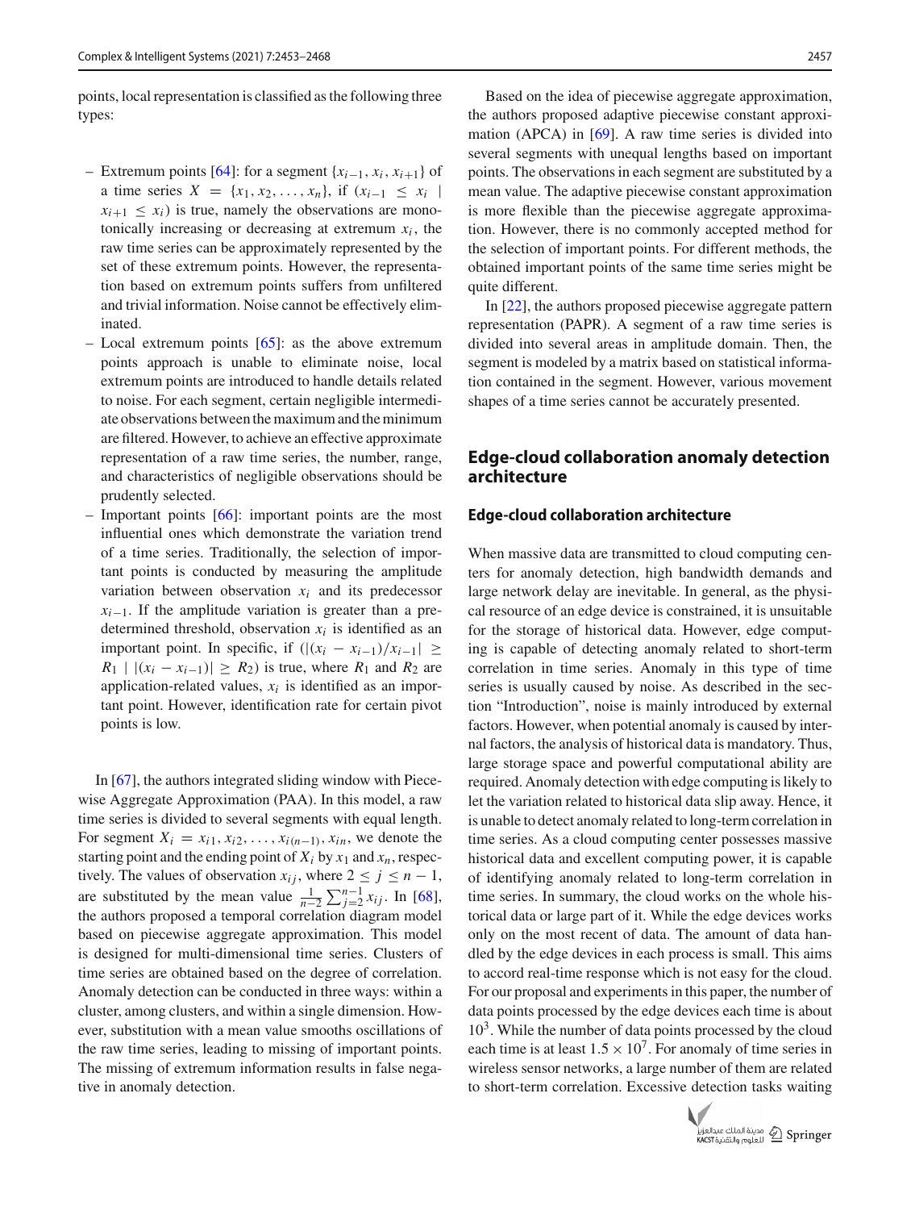points, local representation is classified as the following three types:

- Extremum points [64]: for a segment $\{x_{i-1}, x_i, x_{i+1}\}$ of a time series $X = \{x_1, x_2, \ldots, x_n\}$, if $(x_{i-1} \leq x_i \mid x_{i+1} \leq x_i)$ is true, namely the observations are monotonically increasing or decreasing at extremum $x_i$, the raw time series can be approximately represented by the set of these extremum points. However, the representation based on extremum points suffers from unfiltered and trivial information. Noise cannot be effectively eliminated.
- Local extremum points [65]: as the above extremum points approach is unable to eliminate noise, local extremum points are introduced to handle details related to noise. For each segment, certain negligible intermediate observations between the maximum and the minimum are filtered. However, to achieve an effective approximate representation of a raw time series, the number, range, and characteristics of negligible observations should be prudently selected.
- Important points [66]: important points are the most influential ones which demonstrate the variation trend of a time series. Traditionally, the selection of important points is conducted by measuring the amplitude variation between observation $x_i$ and its predecessor $x_{i-1}$. If the amplitude variation is greater than a predetermined threshold, observation $x_i$ is identified as an important point. In specific, if $(|(x_i - x_{i-1})/x_{i-1}| \geq R_1 \mid |(x_i - x_{i-1})| \geq R_2)$ is true, where $R_1$ and $R_2$ are application-related values, $x_i$ is identified as an important point. However, identification rate for certain pivot points is low.

In [67], the authors integrated sliding window with Piecewise Aggregate Approximation (PAA). In this model, a raw time series is divided to several segments with equal length. For segment $X_i = x_{i1}, x_{i2}, \ldots, x_{i(n-1)}, x_{in}$, we denote the starting point and the ending point of $X_i$ by $x_1$ and $x_n$, respectively. The values of observation $x_{ij}$, where $2 \leq j \leq n-1$, are substituted by the mean value $\frac{1}{n-2}\sum_{j=2}^{n-1} x_{ij}$. In [68], the authors proposed a temporal correlation diagram model based on piecewise aggregate approximation. This model is designed for multi-dimensional time series. Clusters of time series are obtained based on the degree of correlation. Anomaly detection can be conducted in three ways: within a cluster, among clusters, and within a single dimension. However, substitution with a mean value smooths oscillations of the raw time series, leading to missing of important points. The missing of extremum information results in false negative in anomaly detection.

Based on the idea of piecewise aggregate approximation, the authors proposed adaptive piecewise constant approximation (APCA) in [69]. A raw time series is divided into several segments with unequal lengths based on important points. The observations in each segment are substituted by a mean value. The adaptive piecewise constant approximation is more flexible than the piecewise aggregate approximation. However, there is no commonly accepted method for the selection of important points. For different methods, the obtained important points of the same time series might be quite different.

In [22], the authors proposed piecewise aggregate pattern representation (PAPR). A segment of a raw time series is divided into several areas in amplitude domain. Then, the segment is modeled by a matrix based on statistical information contained in the segment. However, various movement shapes of a time series cannot be accurately presented.

## Edge-cloud collaboration anomaly detection architecture

### Edge-cloud collaboration architecture

When massive data are transmitted to cloud computing centers for anomaly detection, high bandwidth demands and large network delay are inevitable. In general, as the physical resource of an edge device is constrained, it is unsuitable for the storage of historical data. However, edge computing is capable of detecting anomaly related to short-term correlation in time series. Anomaly in this type of time series is usually caused by noise. As described in the section "Introduction", noise is mainly introduced by external factors. However, when potential anomaly is caused by internal factors, the analysis of historical data is mandatory. Thus, large storage space and powerful computational ability are required. Anomaly detection with edge computing is likely to let the variation related to historical data slip away. Hence, it is unable to detect anomaly related to long-term correlation in time series. As a cloud computing center possesses massive historical data and excellent computing power, it is capable of identifying anomaly related to long-term correlation in time series. In summary, the cloud works on the whole historical data or large part of it. While the edge devices works only on the most recent of data. The amount of data handled by the edge devices in each process is small. This aims to accord real-time response which is not easy for the cloud. For our proposal and experiments in this paper, the number of data points processed by the edge devices each time is about $10^3$. While the number of data points processed by the cloud each time is at least $1.5 \times 10^7$. For anomaly of time series in wireless sensor networks, a large number of them are related to short-term correlation. Excessive detection tasks waiting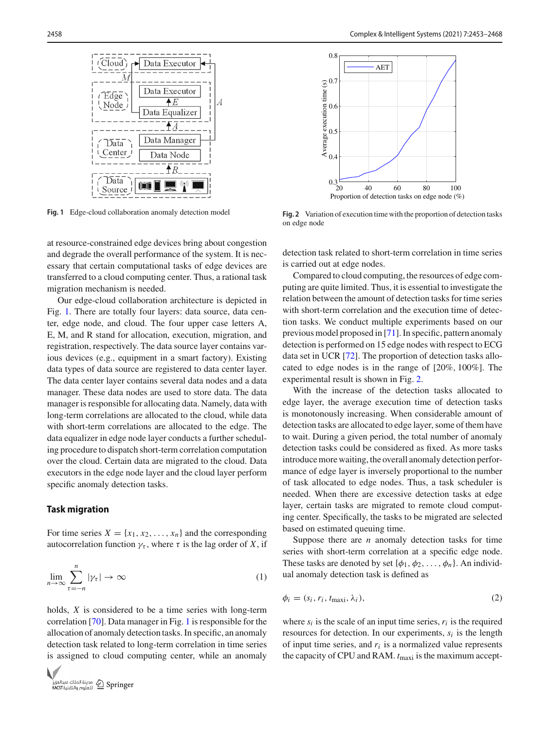Fig. 1 Edge-cloud collaboration anomaly detection model

Fig. 2 Variation of execution time with the proportion of detection tasks on edge node

at resource-constrained edge devices bring about congestion and degrade the overall performance of the system. It is necessary that certain computational tasks of edge devices are transferred to a cloud computing center. Thus, a rational task migration mechanism is needed.

Our edge-cloud collaboration architecture is depicted in Fig. 1. There are totally four layers: data source, data center, edge node, and cloud. The four upper case letters A, E, M, and R stand for allocation, execution, migration, and registration, respectively. The data source layer contains various devices (e.g., equipment in a smart factory). Existing data types of data source are registered to data center layer. The data center layer contains several data nodes and a data manager. These data nodes are used to store data. The data manager is responsible for allocating data. Namely, data with long-term correlations are allocated to the cloud, while data with short-term correlations are allocated to the edge. The data equalizer in edge node layer conducts a further scheduling procedure to dispatch short-term correlation computation over the cloud. Certain data are migrated to the cloud. Data executors in the edge node layer and the cloud layer perform specific anomaly detection tasks.

## Task migration

For time series $X = \{x_1, x_2, \ldots, x_n\}$ and the corresponding autocorrelation function $\gamma_\tau$, where $\tau$ is the lag order of $X$, if

$$\lim_{n\to\infty} \sum_{\tau=-n}^{n} |\gamma_\tau| \to \infty \tag{1}$$

holds, $X$ is considered to be a time series with long-term correlation [70]. Data manager in Fig. 1 is responsible for the allocation of anomaly detection tasks. In specific, an anomaly detection task related to long-term correlation in time series is assigned to cloud computing center, while an anomaly detection task related to short-term correlation in time series is carried out at edge nodes.

Compared to cloud computing, the resources of edge computing are quite limited. Thus, it is essential to investigate the relation between the amount of detection tasks for time series with short-term correlation and the execution time of detection tasks. We conduct multiple experiments based on our previous model proposed in [71]. In specific, pattern anomaly detection is performed on 15 edge nodes with respect to ECG data set in UCR [72]. The proportion of detection tasks allocated to edge nodes is in the range of [20%, 100%]. The experimental result is shown in Fig. 2.

With the increase of the detection tasks allocated to edge layer, the average execution time of detection tasks is monotonously increasing. When considerable amount of detection tasks are allocated to edge layer, some of them have to wait. During a given period, the total number of anomaly detection tasks could be considered as fixed. As more tasks introduce more waiting, the overall anomaly detection performance of edge layer is inversely proportional to the number of task allocated to edge nodes. Thus, a task scheduler is needed. When there are excessive detection tasks at edge layer, certain tasks are migrated to remote cloud computing center. Specifically, the tasks to be migrated are selected based on estimated queuing time.

Suppose there are $n$ anomaly detection tasks for time series with short-term correlation at a specific edge node. These tasks are denoted by set $\{\phi_1, \phi_2, \ldots, \phi_n\}$. An individual anomaly detection task is defined as

$$\phi_i = (s_i, r_i, t_{\mathrm{max}i}, \lambda_i), \tag{2}$$

where $s_i$ is the scale of an input time series, $r_i$ is the required resources for detection. In our experiments, $s_i$ is the length of input time series, and $r_i$ is a normalized value represents the capacity of CPU and RAM. $t_{\mathrm{max}i}$ is the maximum accept-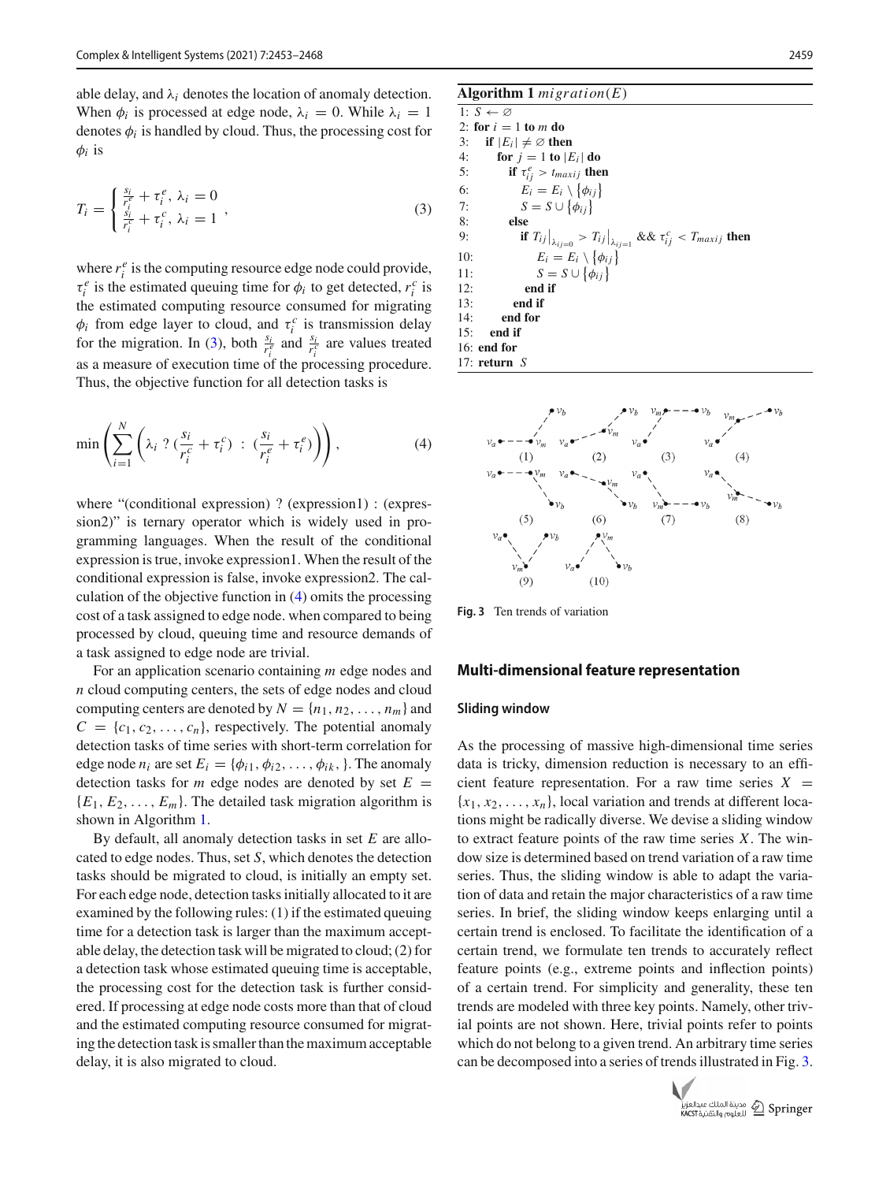able delay, and $\lambda_i$ denotes the location of anomaly detection. When $\phi_i$ is processed at edge node, $\lambda_i = 0$. While $\lambda_i = 1$ denotes $\phi_i$ is handled by cloud. Thus, the processing cost for $\phi_i$ is

$$T_i = \begin{cases} \frac{s_i}{r_i^e} + \tau_i^e, \ \lambda_i = 0 \\ \frac{s_i}{r_i^c} + \tau_i^c, \ \lambda_i = 1 \end{cases}, \tag{3}$$

where $r_i^e$ is the computing resource edge node could provide, $\tau_i^e$ is the estimated queuing time for $\phi_i$ to get detected, $r_i^c$ is the estimated computing resource consumed for migrating $\phi_i$ from edge layer to cloud, and $\tau_i^c$ is transmission delay for the migration. In (3), both $\frac{s_i}{r_i^e}$ and $\frac{s_i}{r_i^c}$ are values treated as a measure of execution time of the processing procedure. Thus, the objective function for all detection tasks is

$$\min\left(\sum_{i=1}^{N}\left(\lambda_i \ ? \ (\frac{s_i}{r_i^c} + \tau_i^c) \ : \ (\frac{s_i}{r_i^e} + \tau_i^e)\right)\right), \tag{4}$$

where "(conditional expression) ? (expression1) : (expression2)" is ternary operator which is widely used in programming languages. When the result of the conditional expression is true, invoke expression1. When the result of the conditional expression is false, invoke expression2. The calculation of the objective function in (4) omits the processing cost of a task assigned to edge node. when compared to being processed by cloud, queuing time and resource demands of a task assigned to edge node are trivial.

For an application scenario containing $m$ edge nodes and $n$ cloud computing centers, the sets of edge nodes and cloud computing centers are denoted by $N = \{n_1, n_2, \ldots, n_m\}$ and $C = \{c_1, c_2, \ldots, c_n\}$, respectively. The potential anomaly detection tasks of time series with short-term correlation for edge node $n_i$ are set $E_i = \{\phi_{i1}, \phi_{i2}, \ldots, \phi_{ik}, \}$. The anomaly detection tasks for $m$ edge nodes are denoted by set $E = \{E_1, E_2, \ldots, E_m\}$. The detailed task migration algorithm is shown in Algorithm 1.

By default, all anomaly detection tasks in set $E$ are allocated to edge nodes. Thus, set $S$, which denotes the detection tasks should be migrated to cloud, is initially an empty set. For each edge node, detection tasks initially allocated to it are examined by the following rules: (1) if the estimated queuing time for a detection task is larger than the maximum acceptable delay, the detection task will be migrated to cloud; (2) for a detection task whose estimated queuing time is acceptable, the processing cost for the detection task is further considered. If processing at edge node costs more than that of cloud and the estimated computing resource consumed for migrating the detection task is smaller than the maximum acceptable delay, it is also migrated to cloud.

**Algorithm 1** $migration(E)$

```
1: S ← ∅
2: for i = 1 to m do
3:   if |E_i| ≠ ∅ then
4:     for j = 1 to |E_i| do
5:       if τ^e_ij > t_maxij then
6:         E_i = E_i \ {φ_ij}
7:         S = S ∪ {φ_ij}
8:       else
9:         if T_ij|λ_ij=0 > T_ij|λ_ij=1 && τ^c_ij < T_maxij then
10:          E_i = E_i \ {φ_ij}
11:          S = S ∪ {φ_ij}
12:        end if
13:      end if
14:    end for
15:  end if
16: end for
17: return S
```

Fig. 3 Ten trends of variation

## Multi-dimensional feature representation

### Sliding window

As the processing of massive high-dimensional time series data is tricky, dimension reduction is necessary to an efficient feature representation. For a raw time series $X = \{x_1, x_2, \ldots, x_n\}$, local variation and trends at different locations might be radically diverse. We devise a sliding window to extract feature points of the raw time series $X$. The window size is determined based on trend variation of a raw time series. Thus, the sliding window is able to adapt the variation of data and retain the major characteristics of a raw time series. In brief, the sliding window keeps enlarging until a certain trend is enclosed. To facilitate the identification of a certain trend, we formulate ten trends to accurately reflect feature points (e.g., extreme points and inflection points) of a certain trend. For simplicity and generality, these ten trends are modeled with three key points. Namely, other trivial points are not shown. Here, trivial points refer to points which do not belong to a given trend. An arbitrary time series can be decomposed into a series of trends illustrated in Fig. 3.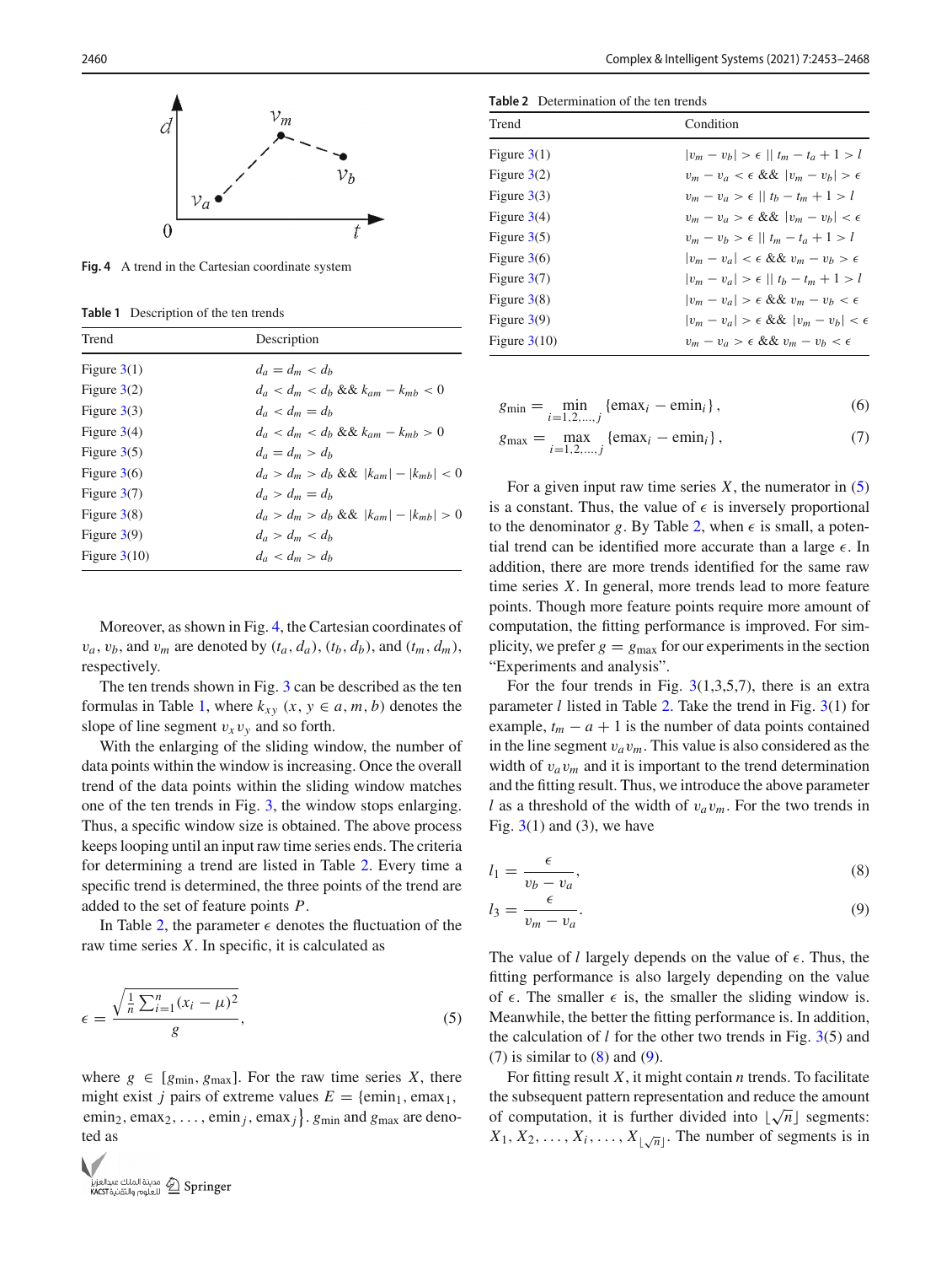Fig. 4 A trend in the Cartesian coordinate system

Table 1 Description of the ten trends

| Trend | Description |
|---|---|
| Figure 3(1) | $d_a = d_m < d_b$ |
| Figure 3(2) | $d_a < d_m < d_b$ && $k_{am} - k_{mb} < 0$ |
| Figure 3(3) | $d_a < d_m = d_b$ |
| Figure 3(4) | $d_a < d_m < d_b$ && $k_{am} - k_{mb} > 0$ |
| Figure 3(5) | $d_a = d_m > d_b$ |
| Figure 3(6) | $d_a > d_m > d_b$ && $\lvert k_{am}\rvert - \lvert k_{mb}\rvert < 0$ |
| Figure 3(7) | $d_a > d_m = d_b$ |
| Figure 3(8) | $d_a > d_m > d_b$ && $\lvert k_{am}\rvert - \lvert k_{mb}\rvert > 0$ |
| Figure 3(9) | $d_a > d_m < d_b$ |
| Figure 3(10) | $d_a < d_m > d_b$ |

Moreover, as shown in Fig. 4, the Cartesian coordinates of $v_a$, $v_b$, and $v_m$ are denoted by $(t_a, d_a)$, $(t_b, d_b)$, and $(t_m, d_m)$, respectively.

The ten trends shown in Fig. 3 can be described as the ten formulas in Table 1, where $k_{xy}$ $(x, y \in a, m, b)$ denotes the slope of line segment $v_x v_y$ and so forth.

With the enlarging of the sliding window, the number of data points within the window is increasing. Once the overall trend of the data points within the sliding window matches one of the ten trends in Fig. 3, the window stops enlarging. Thus, a specific window size is obtained. The above process keeps looping until an input raw time series ends. The criteria for determining a trend are listed in Table 2. Every time a specific trend is determined, the three points of the trend are added to the set of feature points $P$.

In Table 2, the parameter $\epsilon$ denotes the fluctuation of the raw time series $X$. In specific, it is calculated as

$$\epsilon = \frac{\sqrt{\frac{1}{n}\sum_{i=1}^{n}(x_i - \mu)^2}}{g}, \tag{5}$$

where $g \in [g_{\min}, g_{\max}]$. For the raw time series $X$, there might exist $j$ pairs of extreme values $E = \{\text{emin}_1, \text{emax}_1, \text{emin}_2, \text{emax}_2, \ldots, \text{emin}_j, \text{emax}_j\}$. $g_{\min}$ and $g_{\max}$ are denoted as

Table 2 Determination of the ten trends

| Trend | Condition |
|---|---|
| Figure 3(1) | $\lvert v_m - v_b\rvert > \epsilon \;\|\|\; t_m - t_a + 1 > l$ |
| Figure 3(2) | $v_m - v_a < \epsilon$ && $\lvert v_m - v_b\rvert > \epsilon$ |
| Figure 3(3) | $v_m - v_a > \epsilon \;\|\|\; t_b - t_m + 1 > l$ |
| Figure 3(4) | $v_m - v_a > \epsilon$ && $\lvert v_m - v_b\rvert < \epsilon$ |
| Figure 3(5) | $v_m - v_b > \epsilon \;\|\|\; t_m - t_a + 1 > l$ |
| Figure 3(6) | $\lvert v_m - v_a\rvert < \epsilon$ && $v_m - v_b > \epsilon$ |
| Figure 3(7) | $\lvert v_m - v_a\rvert > \epsilon \;\|\|\; t_b - t_m + 1 > l$ |
| Figure 3(8) | $\lvert v_m - v_a\rvert > \epsilon$ && $v_m - v_b < \epsilon$ |
| Figure 3(9) | $\lvert v_m - v_a\rvert > \epsilon$ && $\lvert v_m - v_b\rvert < \epsilon$ |
| Figure 3(10) | $v_m - v_a > \epsilon$ && $v_m - v_b < \epsilon$ |

$$g_{\min} = \min_{i=1,2,\ldots,j}\{\text{emax}_i - \text{emin}_i\}, \tag{6}$$

$$g_{\max} = \max_{i=1,2,\ldots,j}\{\text{emax}_i - \text{emin}_i\}, \tag{7}$$

For a given input raw time series $X$, the numerator in (5) is a constant. Thus, the value of $\epsilon$ is inversely proportional to the denominator $g$. By Table 2, when $\epsilon$ is small, a potential trend can be identified more accurate than a large $\epsilon$. In addition, there are more trends identified for the same raw time series $X$. In general, more trends lead to more feature points. Though more feature points require more amount of computation, the fitting performance is improved. For simplicity, we prefer $g = g_{\max}$ for our experiments in the section "Experiments and analysis".

For the four trends in Fig. 3(1,3,5,7), there is an extra parameter $l$ listed in Table 2. Take the trend in Fig. 3(1) for example, $t_m - a + 1$ is the number of data points contained in the line segment $v_a v_m$. This value is also considered as the width of $v_a v_m$ and it is important to the trend determination and the fitting result. Thus, we introduce the above parameter $l$ as a threshold of the width of $v_a v_m$. For the two trends in Fig. 3(1) and (3), we have

$$l_1 = \frac{\epsilon}{v_b - v_a}, \tag{8}$$

$$l_3 = \frac{\epsilon}{v_m - v_a}. \tag{9}$$

The value of $l$ largely depends on the value of $\epsilon$. Thus, the fitting performance is also largely depending on the value of $\epsilon$. The smaller $\epsilon$ is, the smaller the sliding window is. Meanwhile, the better the fitting performance is. In addition, the calculation of $l$ for the other two trends in Fig. 3(5) and (7) is similar to (8) and (9).

For fitting result $X$, it might contain $n$ trends. To facilitate the subsequent pattern representation and reduce the amount of computation, it is further divided into $\lfloor\sqrt{n}\rfloor$ segments: $X_1, X_2, \ldots, X_i, \ldots, X_{\lfloor\sqrt{n}\rfloor}$. The number of segments is in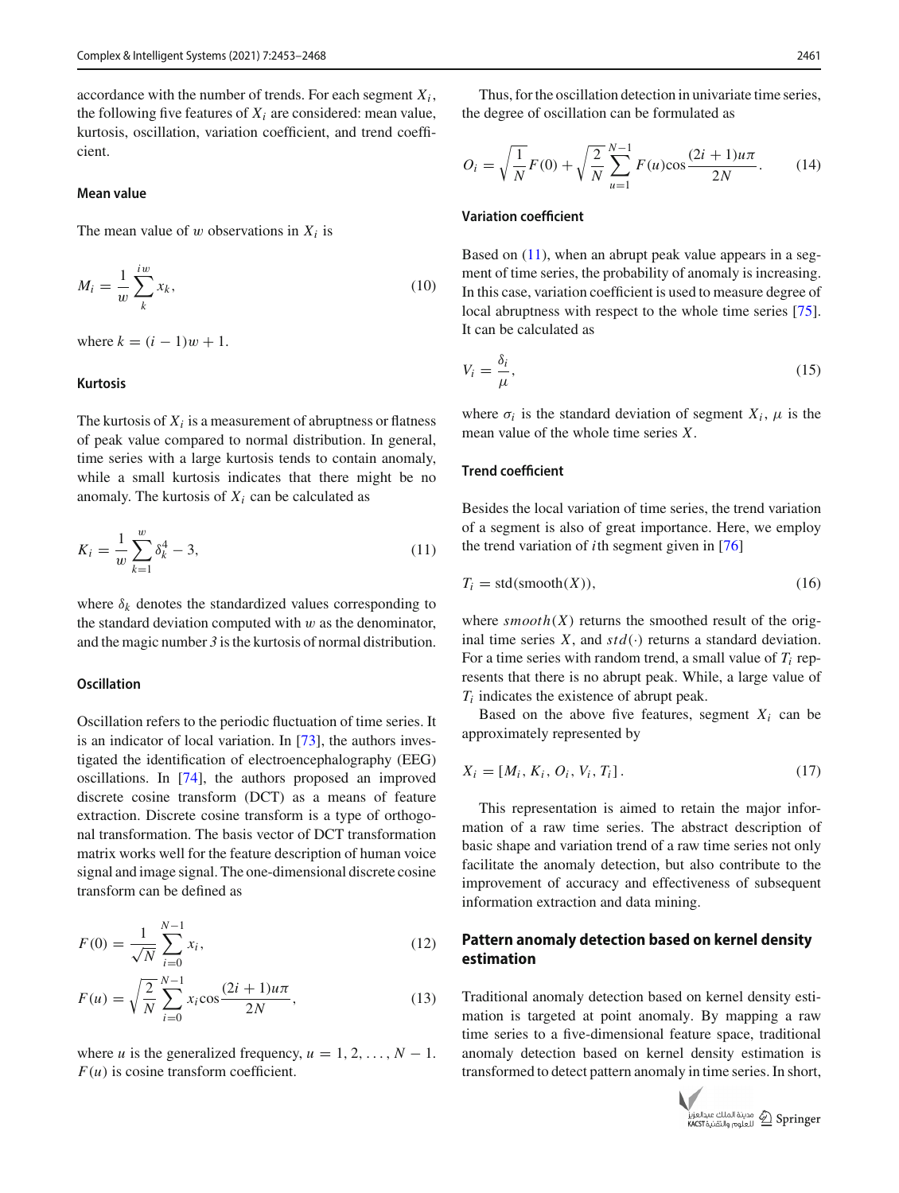accordance with the number of trends. For each segment $X_i$, the following five features of $X_i$ are considered: mean value, kurtosis, oscillation, variation coefficient, and trend coefficient.

#### Mean value

The mean value of $w$ observations in $X_i$ is

$$M_i = \frac{1}{w} \sum_{k}^{iw} x_k, \tag{10}$$

where $k = (i-1)w + 1$.

#### Kurtosis

The kurtosis of $X_i$ is a measurement of abruptness or flatness of peak value compared to normal distribution. In general, time series with a large kurtosis tends to contain anomaly, while a small kurtosis indicates that there might be no anomaly. The kurtosis of $X_i$ can be calculated as

$$K_i = \frac{1}{w} \sum_{k=1}^{w} \delta_k^4 - 3, \tag{11}$$

where $\delta_k$ denotes the standardized values corresponding to the standard deviation computed with $w$ as the denominator, and the magic number *3* is the kurtosis of normal distribution.

#### Oscillation

Oscillation refers to the periodic fluctuation of time series. It is an indicator of local variation. In [73], the authors investigated the identification of electroencephalography (EEG) oscillations. In [74], the authors proposed an improved discrete cosine transform (DCT) as a means of feature extraction. Discrete cosine transform is a type of orthogonal transformation. The basis vector of DCT transformation matrix works well for the feature description of human voice signal and image signal. The one-dimensional discrete cosine transform can be defined as

$$F(0) = \frac{1}{\sqrt{N}} \sum_{i=0}^{N-1} x_i, \tag{12}$$

$$F(u) = \sqrt{\frac{2}{N}} \sum_{i=0}^{N-1} x_i \cos \frac{(2i+1)u\pi}{2N}, \tag{13}$$

where $u$ is the generalized frequency, $u = 1, 2, \ldots, N-1$. $F(u)$ is cosine transform coefficient.

Thus, for the oscillation detection in univariate time series, the degree of oscillation can be formulated as

$$O_i = \sqrt{\frac{1}{N}} F(0) + \sqrt{\frac{2}{N}} \sum_{u=1}^{N-1} F(u) \cos \frac{(2i+1)u\pi}{2N}. \tag{14}$$

#### Variation coefficient

Based on (11), when an abrupt peak value appears in a segment of time series, the probability of anomaly is increasing. In this case, variation coefficient is used to measure degree of local abruptness with respect to the whole time series [75]. It can be calculated as

$$V_i = \frac{\delta_i}{\mu}, \tag{15}$$

where $\sigma_i$ is the standard deviation of segment $X_i$, $\mu$ is the mean value of the whole time series $X$.

#### Trend coefficient

Besides the local variation of time series, the trend variation of a segment is also of great importance. Here, we employ the trend variation of $i$th segment given in [76]

$$T_i = \text{std}(\text{smooth}(X)), \tag{16}$$

where $smooth(X)$ returns the smoothed result of the original time series $X$, and $std(\cdot)$ returns a standard deviation. For a time series with random trend, a small value of $T_i$ represents that there is no abrupt peak. While, a large value of $T_i$ indicates the existence of abrupt peak.

Based on the above five features, segment $X_i$ can be approximately represented by

$$X_i = [M_i, K_i, O_i, V_i, T_i]. \tag{17}$$

This representation is aimed to retain the major information of a raw time series. The abstract description of basic shape and variation trend of a raw time series not only facilitate the anomaly detection, but also contribute to the improvement of accuracy and effectiveness of subsequent information extraction and data mining.

### Pattern anomaly detection based on kernel density estimation

Traditional anomaly detection based on kernel density estimation is targeted at point anomaly. By mapping a raw time series to a five-dimensional feature space, traditional anomaly detection based on kernel density estimation is transformed to detect pattern anomaly in time series. In short,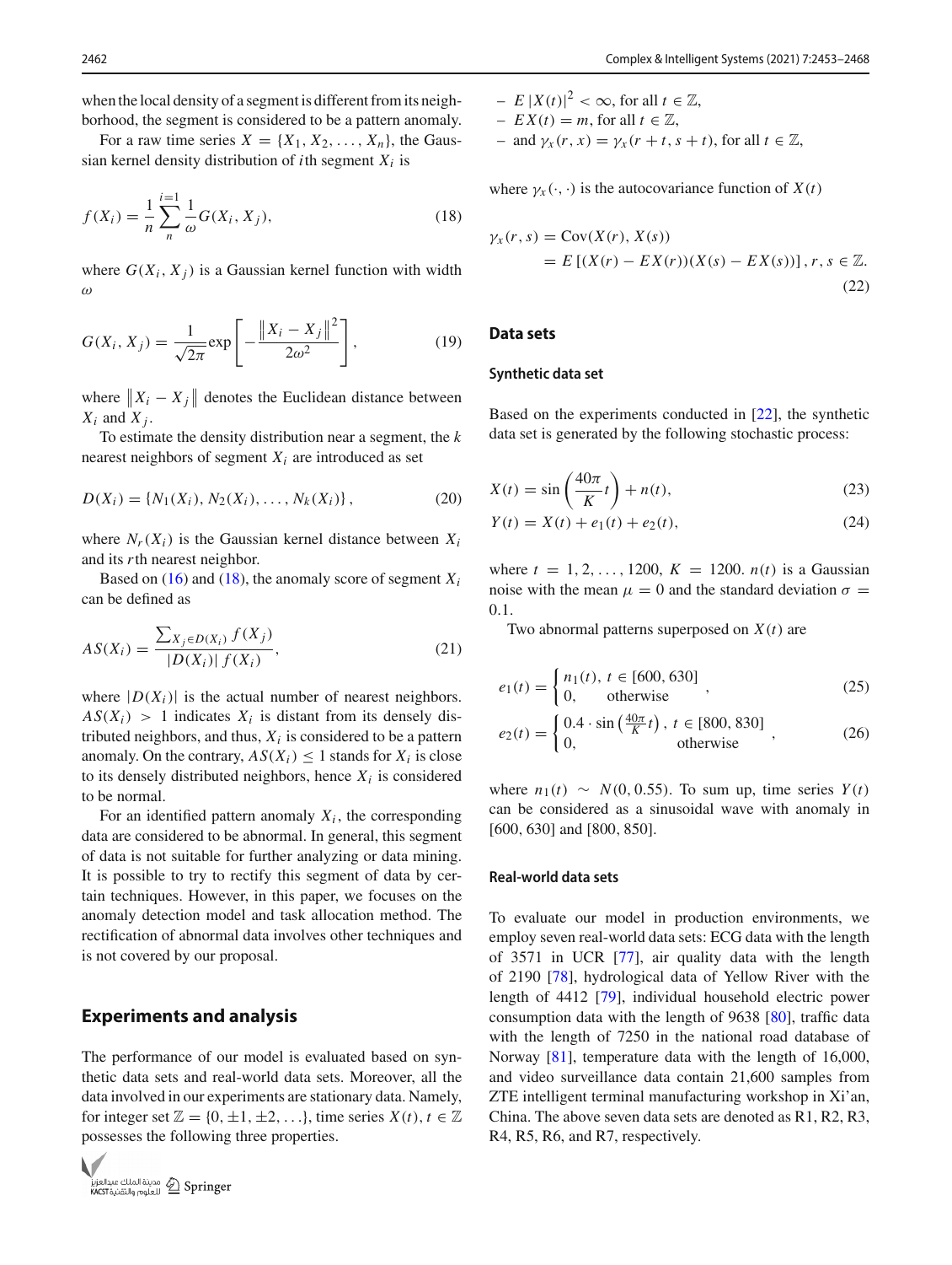when the local density of a segment is different from its neighborhood, the segment is considered to be a pattern anomaly.

For a raw time series $X = \{X_1, X_2, \ldots, X_n\}$, the Gaussian kernel density distribution of $i$th segment $X_i$ is

$$f(X_i) = \frac{1}{n}\sum_{n}^{i=1}\frac{1}{\omega}G(X_i, X_j), \tag{18}$$

where $G(X_i, X_j)$ is a Gaussian kernel function with width $\omega$

$$G(X_i, X_j) = \frac{1}{\sqrt{2\pi}}\exp\left[-\frac{\left\|X_i - X_j\right\|^2}{2\omega^2}\right], \tag{19}$$

where $\left\|X_i - X_j\right\|$ denotes the Euclidean distance between $X_i$ and $X_j$.

To estimate the density distribution near a segment, the $k$ nearest neighbors of segment $X_i$ are introduced as set

$$D(X_i) = \{N_1(X_i), N_2(X_i), \ldots, N_k(X_i)\}, \tag{20}$$

where $N_r(X_i)$ is the Gaussian kernel distance between $X_i$ and its $r$th nearest neighbor.

Based on (16) and (18), the anomaly score of segment $X_i$ can be defined as

$$AS(X_i) = \frac{\sum_{X_j \in D(X_i)} f(X_j)}{|D(X_i)|\, f(X_i)}, \tag{21}$$

where $|D(X_i)|$ is the actual number of nearest neighbors. $AS(X_i) > 1$ indicates $X_i$ is distant from its densely distributed neighbors, and thus, $X_i$ is considered to be a pattern anomaly. On the contrary, $AS(X_i) \leq 1$ stands for $X_i$ is close to its densely distributed neighbors, hence $X_i$ is considered to be normal.

For an identified pattern anomaly $X_i$, the corresponding data are considered to be abnormal. In general, this segment of data is not suitable for further analyzing or data mining. It is possible to try to rectify this segment of data by certain techniques. However, in this paper, we focuses on the anomaly detection model and task allocation method. The rectification of abnormal data involves other techniques and is not covered by our proposal.

## Experiments and analysis

The performance of our model is evaluated based on synthetic data sets and real-world data sets. Moreover, all the data involved in our experiments are stationary data. Namely, for integer set $\mathbb{Z} = \{0, \pm 1, \pm 2, \ldots\}$, time series $X(t), t \in \mathbb{Z}$ possesses the following three properties.

- $E\,|X(t)|^2 < \infty$, for all $t \in \mathbb{Z}$,
- $EX(t) = m$, for all $t \in \mathbb{Z}$,
- and $\gamma_x(r, x) = \gamma_x(r + t, s + t)$, for all $t \in \mathbb{Z}$,

where $\gamma_x(\cdot, \cdot)$ is the autocovariance function of $X(t)$

$$\begin{aligned}\gamma_x(r, s) &= \mathrm{Cov}(X(r), X(s)) \\ &= E\left[(X(r) - EX(r))(X(s) - EX(s))\right], r, s \in \mathbb{Z}.\end{aligned} \tag{22}$$

### Data sets

#### Synthetic data set

Based on the experiments conducted in [22], the synthetic data set is generated by the following stochastic process:

$$X(t) = \sin\left(\frac{40\pi}{K}t\right) + n(t), \tag{23}$$

$$Y(t) = X(t) + e_1(t) + e_2(t), \tag{24}$$

where $t = 1, 2, \ldots, 1200$, $K = 1200$. $n(t)$ is a Gaussian noise with the mean $\mu = 0$ and the standard deviation $\sigma = 0.1$.

Two abnormal patterns superposed on $X(t)$ are

$$e_1(t) = \begin{cases} n_1(t), & t \in [600, 630] \\ 0, & \text{otherwise} \end{cases}, \tag{25}$$

$$e_2(t) = \begin{cases} 0.4 \cdot \sin\left(\frac{40\pi}{K}t\right), & t \in [800, 830] \\ 0, & \text{otherwise} \end{cases}, \tag{26}$$

where $n_1(t) \sim N(0, 0.55)$. To sum up, time series $Y(t)$ can be considered as a sinusoidal wave with anomaly in [600, 630] and [800, 850].

#### Real-world data sets

To evaluate our model in production environments, we employ seven real-world data sets: ECG data with the length of 3571 in UCR [77], air quality data with the length of 2190 [78], hydrological data of Yellow River with the length of 4412 [79], individual household electric power consumption data with the length of 9638 [80], traffic data with the length of 7250 in the national road database of Norway [81], temperature data with the length of 16,000, and video surveillance data contain 21,600 samples from ZTE intelligent terminal manufacturing workshop in Xi'an, China. The above seven data sets are denoted as R1, R2, R3, R4, R5, R6, and R7, respectively.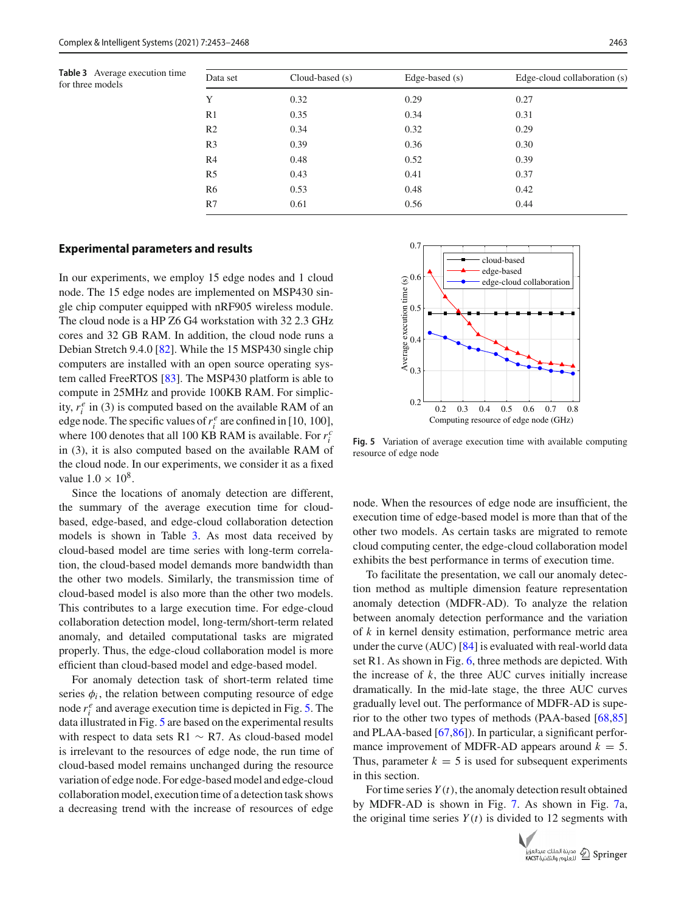**Table 3** Average execution time for three models

| Data set | Cloud-based (s) | Edge-based (s) | Edge-cloud collaboration (s) |
|---|---|---|---|
| Y | 0.32 | 0.29 | 0.27 |
| R1 | 0.35 | 0.34 | 0.31 |
| R2 | 0.34 | 0.32 | 0.29 |
| R3 | 0.39 | 0.36 | 0.30 |
| R4 | 0.48 | 0.52 | 0.39 |
| R5 | 0.43 | 0.41 | 0.37 |
| R6 | 0.53 | 0.48 | 0.42 |
| R7 | 0.61 | 0.56 | 0.44 |

## Experimental parameters and results

In our experiments, we employ 15 edge nodes and 1 cloud node. The 15 edge nodes are implemented on MSP430 single chip computer equipped with nRF905 wireless module. The cloud node is a HP Z6 G4 workstation with 32 2.3 GHz cores and 32 GB RAM. In addition, the cloud node runs a Debian Stretch 9.4.0 [82]. While the 15 MSP430 single chip computers are installed with an open source operating system called FreeRTOS [83]. The MSP430 platform is able to compute in 25MHz and provide 100KB RAM. For simplicity, $r_i^e$ in (3) is computed based on the available RAM of an edge node. The specific values of $r_i^e$ are confined in [10, 100], where 100 denotes that all 100 KB RAM is available. For $r_i^c$ in (3), it is also computed based on the available RAM of the cloud node. In our experiments, we consider it as a fixed value $1.0 \times 10^8$.

Since the locations of anomaly detection are different, the summary of the average execution time for cloud-based, edge-based, and edge-cloud collaboration detection models is shown in Table 3. As most data received by cloud-based model are time series with long-term correlation, the cloud-based model demands more bandwidth than the other two models. Similarly, the transmission time of cloud-based model is also more than the other two models. This contributes to a large execution time. For edge-cloud collaboration detection model, long-term/short-term related anomaly, and detailed computational tasks are migrated properly. Thus, the edge-cloud collaboration model is more efficient than cloud-based model and edge-based model.

For anomaly detection task of short-term related time series $\phi_i$, the relation between computing resource of edge node $r_i^e$ and average execution time is depicted in Fig. 5. The data illustrated in Fig. 5 are based on the experimental results with respect to data sets R1 $\sim$ R7. As cloud-based model is irrelevant to the resources of edge node, the run time of cloud-based model remains unchanged during the resource variation of edge node. For edge-based model and edge-cloud collaboration model, execution time of a detection task shows a decreasing trend with the increase of resources of edge node. When the resources of edge node are insufficient, the execution time of edge-based model is more than that of the other two models. As certain tasks are migrated to remote cloud computing center, the edge-cloud collaboration model exhibits the best performance in terms of execution time.

**Fig. 5** Variation of average execution time with available computing resource of edge node

To facilitate the presentation, we call our anomaly detection method as multiple dimension feature representation anomaly detection (MDFR-AD). To analyze the relation between anomaly detection performance and the variation of $k$ in kernel density estimation, performance metric area under the curve (AUC) [84] is evaluated with real-world data set R1. As shown in Fig. 6, three methods are depicted. With the increase of $k$, the three AUC curves initially increase dramatically. In the mid-late stage, the three AUC curves gradually level out. The performance of MDFR-AD is superior to the other two types of methods (PAA-based [68,85] and PLAA-based [67,86]). In particular, a significant performance improvement of MDFR-AD appears around $k = 5$. Thus, parameter $k = 5$ is used for subsequent experiments in this section.

For time series $Y(t)$, the anomaly detection result obtained by MDFR-AD is shown in Fig. 7. As shown in Fig. 7a, the original time series $Y(t)$ is divided to 12 segments with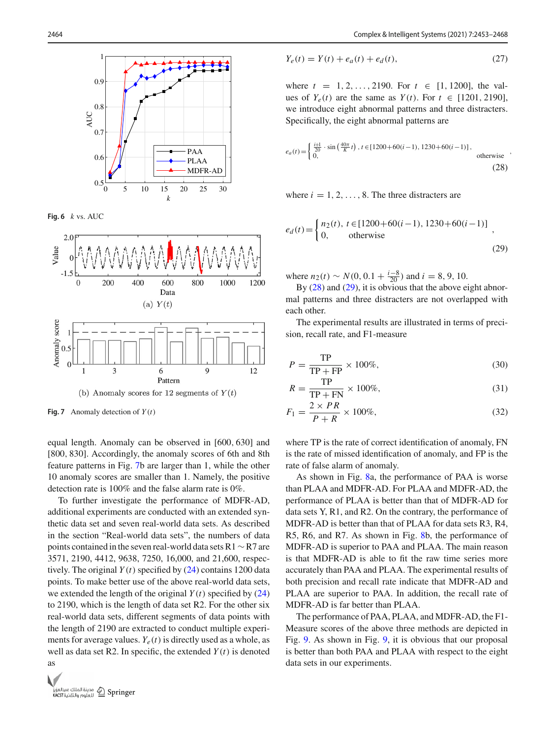Fig. 6 $k$ vs. AUC

(a) $Y(t)$

(b) Anomaly scores for 12 segments of $Y(t)$

Fig. 7 Anomaly detection of $Y(t)$

equal length. Anomaly can be observed in [600, 630] and [800, 830]. Accordingly, the anomaly scores of 6th and 8th feature patterns in Fig. 7b are larger than 1, while the other 10 anomaly scores are smaller than 1. Namely, the positive detection rate is 100% and the false alarm rate is 0%.

To further investigate the performance of MDFR-AD, additional experiments are conducted with an extended synthetic data set and seven real-world data sets. As described in the section "Real-world data sets", the numbers of data points contained in the seven real-world data sets R1 ∼ R7 are 3571, 2190, 4412, 9638, 7250, 16,000, and 21,600, respectively. The original $Y(t)$ specified by (24) contains 1200 data points. To make better use of the above real-world data sets, we extended the length of the original $Y(t)$ specified by (24) to 2190, which is the length of data set R2. For the other six real-world data sets, different segments of data points with the length of 2190 are extracted to conduct multiple experiments for average values. $Y_e(t)$ is directly used as a whole, as well as data set R2. In specific, the extended $Y(t)$ is denoted as

$$Y_e(t) = Y(t) + e_a(t) + e_d(t), \tag{27}$$

where $t = 1, 2, \ldots, 2190$. For $t \in [1, 1200]$, the values of $Y_e(t)$ are the same as $Y(t)$. For $t \in [1201, 2190]$, we introduce eight abnormal patterns and three distracters. Specifically, the eight abnormal patterns are

$$e_a(t) = \begin{cases} \frac{i+1}{20} \cdot \sin\left(\frac{40\pi}{K} t\right), & t \in [1200+60(i-1),\ 1230+60(i-1)], \\ 0, & \text{otherwise} \end{cases}, \tag{28}$$

where $i = 1, 2, \ldots, 8$. The three distracters are

$$e_d(t) = \begin{cases} n_2(t), & t \in [1200+60(i-1),\ 1230+60(i-1)] \\ 0, & \text{otherwise} \end{cases}, \tag{29}$$

where $n_2(t) \sim N(0, 0.1 + \frac{i-8}{20})$ and $i = 8, 9, 10$.

By (28) and (29), it is obvious that the above eight abnormal patterns and three distracters are not overlapped with each other.

The experimental results are illustrated in terms of precision, recall rate, and F1-measure

$$P = \frac{\text{TP}}{\text{TP} + \text{FP}} \times 100\%, \tag{30}$$

$$R = \frac{\text{TP}}{\text{TP} + \text{FN}} \times 100\%, \tag{31}$$

$$F_1 = \frac{2 \times PR}{P + R} \times 100\%, \tag{32}$$

where TP is the rate of correct identification of anomaly, FN is the rate of missed identification of anomaly, and FP is the rate of false alarm of anomaly.

As shown in Fig. 8a, the performance of PAA is worse than PLAA and MDFR-AD. For PLAA and MDFR-AD, the performance of PLAA is better than that of MDFR-AD for data sets Y, R1, and R2. On the contrary, the performance of MDFR-AD is better than that of PLAA for data sets R3, R4, R5, R6, and R7. As shown in Fig. 8b, the performance of MDFR-AD is superior to PAA and PLAA. The main reason is that MDFR-AD is able to fit the raw time series more accurately than PAA and PLAA. The experimental results of both precision and recall rate indicate that MDFR-AD and PLAA are superior to PAA. In addition, the recall rate of MDFR-AD is far better than PLAA.

The performance of PAA, PLAA, and MDFR-AD, the F1-Measure scores of the above three methods are depicted in Fig. 9. As shown in Fig. 9, it is obvious that our proposal is better than both PAA and PLAA with respect to the eight data sets in our experiments.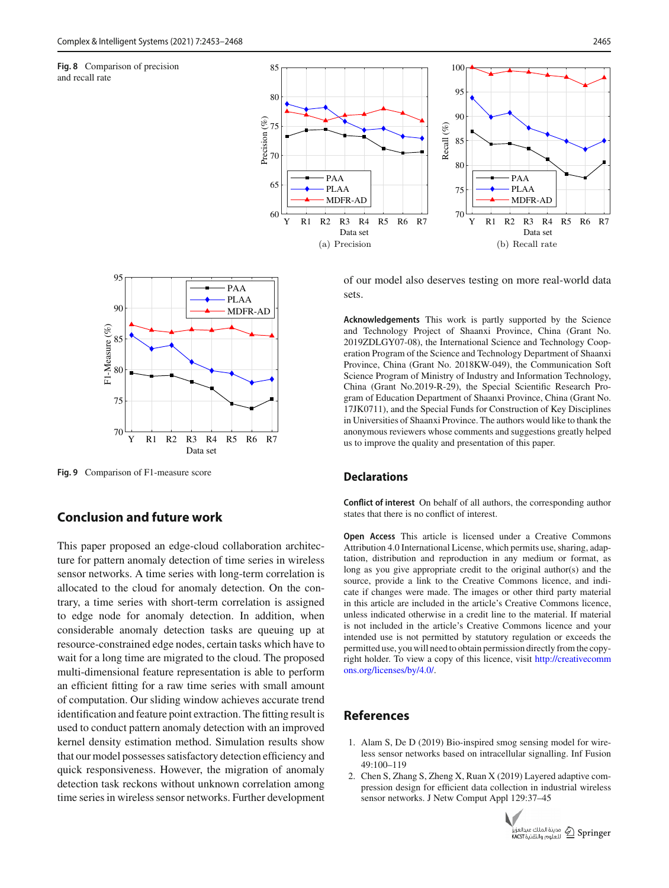Fig. 8 Comparison of precision and recall rate

(a) Precision

(b) Recall rate

Fig. 9 Comparison of F1-measure score

## Conclusion and future work

This paper proposed an edge-cloud collaboration architecture for pattern anomaly detection of time series in wireless sensor networks. A time series with long-term correlation is allocated to the cloud for anomaly detection. On the contrary, a time series with short-term correlation is assigned to edge node for anomaly detection. In addition, when considerable anomaly detection tasks are queuing up at resource-constrained edge nodes, certain tasks which have to wait for a long time are migrated to the cloud. The proposed multi-dimensional feature representation is able to perform an efficient fitting for a raw time series with small amount of computation. Our sliding window achieves accurate trend identification and feature point extraction. The fitting result is used to conduct pattern anomaly detection with an improved kernel density estimation method. Simulation results show that our model possesses satisfactory detection efficiency and quick responsiveness. However, the migration of anomaly detection task reckons without unknown correlation among time series in wireless sensor networks. Further development of our model also deserves testing on more real-world data sets.

**Acknowledgements** This work is partly supported by the Science and Technology Project of Shaanxi Province, China (Grant No. 2019ZDLGY07-08), the International Science and Technology Cooperation Program of the Science and Technology Department of Shaanxi Province, China (Grant No. 2018KW-049), the Communication Soft Science Program of Ministry of Industry and Information Technology, China (Grant No.2019-R-29), the Special Scientific Research Program of Education Department of Shaanxi Province, China (Grant No. 17JK0711), and the Special Funds for Construction of Key Disciplines in Universities of Shaanxi Province. The authors would like to thank the anonymous reviewers whose comments and suggestions greatly helped us to improve the quality and presentation of this paper.

## Declarations

**Conflict of interest** On behalf of all authors, the corresponding author states that there is no conflict of interest.

**Open Access** This article is licensed under a Creative Commons Attribution 4.0 International License, which permits use, sharing, adaptation, distribution and reproduction in any medium or format, as long as you give appropriate credit to the original author(s) and the source, provide a link to the Creative Commons licence, and indicate if changes were made. The images or other third party material in this article are included in the article's Creative Commons licence, unless indicated otherwise in a credit line to the material. If material is not included in the article's Creative Commons licence and your intended use is not permitted by statutory regulation or exceeds the permitted use, you will need to obtain permission directly from the copyright holder. To view a copy of this licence, visit http://creativecommons.org/licenses/by/4.0/.

## References

1. Alam S, De D (2019) Bio-inspired smog sensing model for wireless sensor networks based on intracellular signalling. Inf Fusion 49:100–119
2. Chen S, Zhang S, Zheng X, Ruan X (2019) Layered adaptive compression design for efficient data collection in industrial wireless sensor networks. J Netw Comput Appl 129:37–45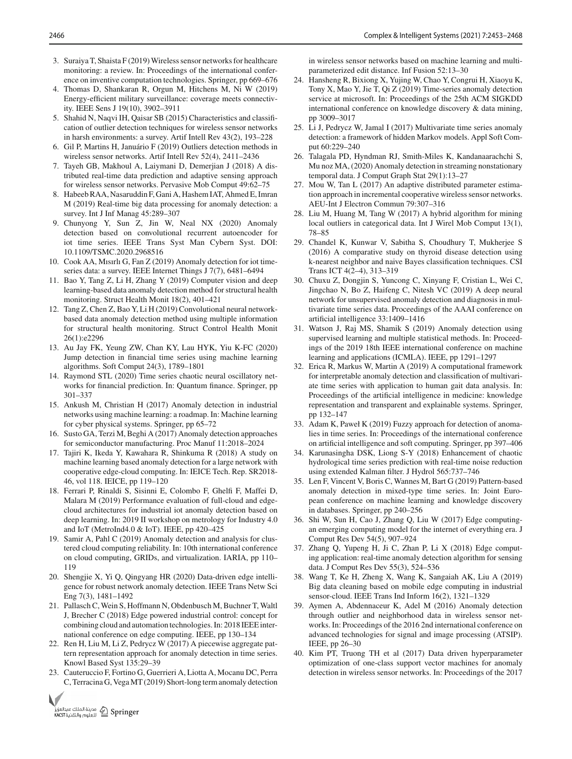3. Suraiya T, Shaista F (2019) Wireless sensor networks for healthcare monitoring: a review. In: Proceedings of the international conference on inventive computation technologies. Springer, pp 669–676
4. Thomas D, Shankaran R, Orgun M, Hitchens M, Ni W (2019) Energy-efficient military surveillance: coverage meets connectivity. IEEE Sens J 19(10), 3902–3911
5. Shahid N, Naqvi IH, Qaisar SB (2015) Characteristics and classification of outlier detection techniques for wireless sensor networks in harsh environments: a survey. Artif Intell Rev 43(2), 193–228
6. Gil P, Martins H, Januário F (2019) Outliers detection methods in wireless sensor networks. Artif Intell Rev 52(4), 2411–2436
7. Tayeh GB, Makhoul A, Laiymani D, Demerjian J (2018) A distributed real-time data prediction and adaptive sensing approach for wireless sensor networks. Pervasive Mob Comput 49:62–75
8. Habeeb RAA, Nasaruddin F, Gani A, Hashem IAT, Ahmed E, Imran M (2019) Real-time big data processing for anomaly detection: a survey. Int J Inf Manag 45:289–307
9. Chunyong Y, Sun Z, Jin W, Neal NX (2020) Anomaly detection based on convolutional recurrent autoencoder for iot time series. IEEE Trans Syst Man Cybern Syst. DOI: 10.1109/TSMC.2020.2968516
10. Cook AA, Mısırlı G, Fan Z (2019) Anomaly detection for iot time-series data: a survey. IEEE Internet Things J 7(7), 6481–6494
11. Bao Y, Tang Z, Li H, Zhang Y (2019) Computer vision and deep learning-based data anomaly detection method for structural health monitoring. Struct Health Monit 18(2), 401–421
12. Tang Z, Chen Z, Bao Y, Li H (2019) Convolutional neural network-based data anomaly detection method using multiple information for structural health monitoring. Struct Control Health Monit 26(1):e2296
13. Au Jay FK, Yeung ZW, Chan KY, Lau HYK, Yiu K-FC (2020) Jump detection in financial time series using machine learning algorithms. Soft Comput 24(3), 1789–1801
14. Raymond STL (2020) Time series chaotic neural oscillatory networks for financial prediction. In: Quantum finance. Springer, pp 301–337
15. Ankush M, Christian H (2017) Anomaly detection in industrial networks using machine learning: a roadmap. In: Machine learning for cyber physical systems. Springer, pp 65–72
16. Susto GA, Terzi M, Beghi A (2017) Anomaly detection approaches for semiconductor manufacturing. Proc Manuf 11:2018–2024
17. Tajiri K, Ikeda Y, Kawahara R, Shinkuma R (2018) A study on machine learning based anomaly detection for a large network with cooperative edge-cloud computing. In: IEICE Tech. Rep. SR2018-46, vol 118. IEICE, pp 119–120
18. Ferrari P, Rinaldi S, Sisinni E, Colombo F, Ghelfi F, Maffei D, Malara M (2019) Performance evaluation of full-cloud and edge-cloud architectures for industrial iot anomaly detection based on deep learning. In: 2019 II workshop on metrology for Industry 4.0 and IoT (MetroInd4.0 & IoT). IEEE, pp 420–425
19. Samir A, Pahl C (2019) Anomaly detection and analysis for clustered cloud computing reliability. In: 10th international conference on cloud computing, GRIDs, and virtualization. IARIA, pp 110–119
20. Shengjie X, Yi Q, Qingyang HR (2020) Data-driven edge intelligence for robust network anomaly detection. IEEE Trans Netw Sci Eng 7(3), 1481–1492
21. Pallasch C, Wein S, Hoffmann N, Obdenbusch M, Buchner T, Waltl J, Brecher C (2018) Edge powered industrial control: concept for combining cloud and automation technologies. In: 2018 IEEE international conference on edge computing. IEEE, pp 130–134
22. Ren H, Liu M, Li Z, Pedrycz W (2017) A piecewise aggregate pattern representation approach for anomaly detection in time series. Knowl Based Syst 135:29–39
23. Cauteruccio F, Fortino G, Guerrieri A, Liotta A, Mocanu DC, Perra C, Terracina G, Vega MT (2019) Short-long term anomaly detection in wireless sensor networks based on machine learning and multi-parameterized edit distance. Inf Fusion 52:13–30
24. Hansheng R, Bixiong X, Yujing W, Chao Y, Congrui H, Xiaoyu K, Tony X, Mao Y, Jie T, Qi Z (2019) Time-series anomaly detection service at microsoft. In: Proceedings of the 25th ACM SIGKDD international conference on knowledge discovery & data mining, pp 3009–3017
25. Li J, Pedrycz W, Jamal I (2017) Multivariate time series anomaly detection: a framework of hidden Markov models. Appl Soft Comput 60:229–240
26. Talagala PD, Hyndman RJ, Smith-Miles K, Kandanaarachchi S, Mu noz MA, (2020) Anomaly detection in streaming nonstationary temporal data. J Comput Graph Stat 29(1):13–27
27. Mou W, Tan L (2017) An adaptive distributed parameter estimation approach in incremental cooperative wireless sensor networks. AEU-Int J Electron Commun 79:307–316
28. Liu M, Huang M, Tang W (2017) A hybrid algorithm for mining local outliers in categorical data. Int J Wirel Mob Comput 13(1), 78–85
29. Chandel K, Kunwar V, Sabitha S, Choudhury T, Mukherjee S (2016) A comparative study on thyroid disease detection using k-nearest neighbor and naive Bayes classification techniques. CSI Trans ICT 4(2–4), 313–319
30. Chuxu Z, Dongjin S, Yuncong C, Xinyang F, Cristian L, Wei C, Jingchao N, Bo Z, Haifeng C, Nitesh VC (2019) A deep neural network for unsupervised anomaly detection and diagnosis in multivariate time series data. Proceedings of the AAAI conference on artificial intelligence 33:1409–1416
31. Watson J, Raj MS, Shamik S (2019) Anomaly detection using supervised learning and multiple statistical methods. In: Proceedings of the 2019 18th IEEE international conference on machine learning and applications (ICMLA). IEEE, pp 1291–1297
32. Erica R, Markus W, Martin A (2019) A computational framework for interpretable anomaly detection and classification of multivariate time series with application to human gait data analysis. In: Proceedings of the artificial intelligence in medicine: knowledge representation and transparent and explainable systems. Springer, pp 132–147
33. Adam K, Paweł K (2019) Fuzzy approach for detection of anomalies in time series. In: Proceedings of the international conference on artificial intelligence and soft computing. Springer, pp 397–406
34. Karunasingha DSK, Liong S-Y (2018) Enhancement of chaotic hydrological time series prediction with real-time noise reduction using extended Kalman filter. J Hydrol 565:737–746
35. Len F, Vincent V, Boris C, Wannes M, Bart G (2019) Pattern-based anomaly detection in mixed-type time series. In: Joint European conference on machine learning and knowledge discovery in databases. Springer, pp 240–256
36. Shi W, Sun H, Cao J, Zhang Q, Liu W (2017) Edge computing-an emerging computing model for the internet of everything era. J Comput Res Dev 54(5), 907–924
37. Zhang Q, Yupeng H, Ji C, Zhan P, Li X (2018) Edge computing application: real-time anomaly detection algorithm for sensing data. J Comput Res Dev 55(3), 524–536
38. Wang T, Ke H, Zheng X, Wang K, Sangaiah AK, Liu A (2019) Big data cleaning based on mobile edge computing in industrial sensor-cloud. IEEE Trans Ind Inform 16(2), 1321–1329
39. Aymen A, Abdennaceur K, Adel M (2016) Anomaly detection through outlier and neighborhood data in wireless sensor networks. In: Proceedings of the 2016 2nd international conference on advanced technologies for signal and image processing (ATSIP). IEEE, pp 26–30
40. Kim PT, Truong TH et al (2017) Data driven hyperparameter optimization of one-class support vector machines for anomaly detection in wireless sensor networks. In: Proceedings of the 2017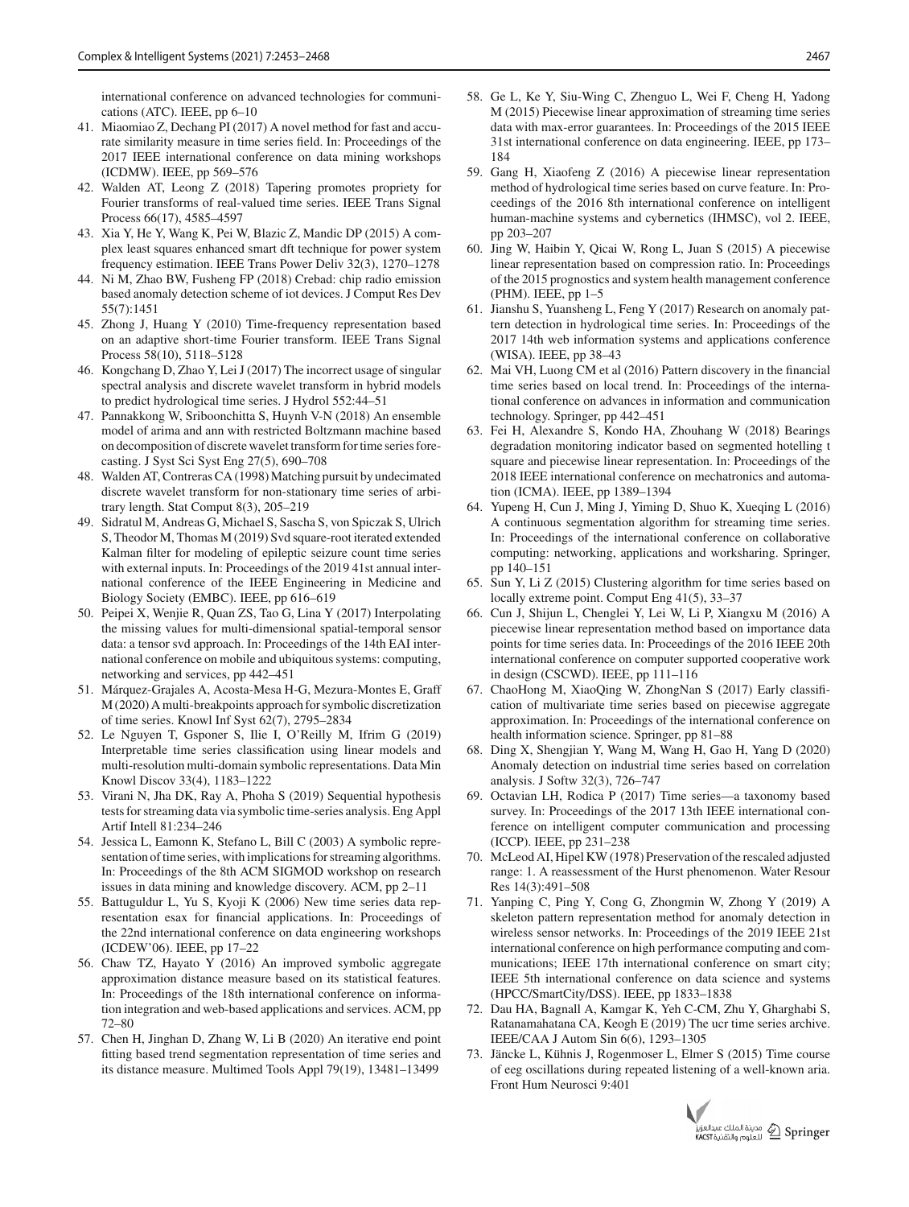international conference on advanced technologies for communications (ATC). IEEE, pp 6–10

41. Miaomiao Z, Dechang PI (2017) A novel method for fast and accurate similarity measure in time series field. In: Proceedings of the 2017 IEEE international conference on data mining workshops (ICDMW). IEEE, pp 569–576
42. Walden AT, Leong Z (2018) Tapering promotes propriety for Fourier transforms of real-valued time series. IEEE Trans Signal Process 66(17), 4585–4597
43. Xia Y, He Y, Wang K, Pei W, Blazic Z, Mandic DP (2015) A complex least squares enhanced smart dft technique for power system frequency estimation. IEEE Trans Power Deliv 32(3), 1270–1278
44. Ni M, Zhao BW, Fusheng FP (2018) Crebad: chip radio emission based anomaly detection scheme of iot devices. J Comput Res Dev 55(7):1451
45. Zhong J, Huang Y (2010) Time-frequency representation based on an adaptive short-time Fourier transform. IEEE Trans Signal Process 58(10), 5118–5128
46. Kongchang D, Zhao Y, Lei J (2017) The incorrect usage of singular spectral analysis and discrete wavelet transform in hybrid models to predict hydrological time series. J Hydrol 552:44–51
47. Pannakkong W, Sriboonchitta S, Huynh V-N (2018) An ensemble model of arima and ann with restricted Boltzmann machine based on decomposition of discrete wavelet transform for time series forecasting. J Syst Sci Syst Eng 27(5), 690–708
48. Walden AT, Contreras CA (1998) Matching pursuit by undecimated discrete wavelet transform for non-stationary time series of arbitrary length. Stat Comput 8(3), 205–219
49. Sidratul M, Andreas G, Michael S, Sascha S, von Spiczak S, Ulrich S, Theodor M, Thomas M (2019) Svd square-root iterated extended Kalman filter for modeling of epileptic seizure count time series with external inputs. In: Proceedings of the 2019 41st annual international conference of the IEEE Engineering in Medicine and Biology Society (EMBC). IEEE, pp 616–619
50. Peipei X, Wenjie R, Quan ZS, Tao G, Lina Y (2017) Interpolating the missing values for multi-dimensional spatial-temporal sensor data: a tensor svd approach. In: Proceedings of the 14th EAI international conference on mobile and ubiquitous systems: computing, networking and services, pp 442–451
51. Márquez-Grajales A, Acosta-Mesa H-G, Mezura-Montes E, Graff M (2020) A multi-breakpoints approach for symbolic discretization of time series. Knowl Inf Syst 62(7), 2795–2834
52. Le Nguyen T, Gsponer S, Ilie I, O'Reilly M, Ifrim G (2019) Interpretable time series classification using linear models and multi-resolution multi-domain symbolic representations. Data Min Knowl Discov 33(4), 1183–1222
53. Virani N, Jha DK, Ray A, Phoha S (2019) Sequential hypothesis tests for streaming data via symbolic time-series analysis. Eng Appl Artif Intell 81:234–246
54. Jessica L, Eamonn K, Stefano L, Bill C (2003) A symbolic representation of time series, with implications for streaming algorithms. In: Proceedings of the 8th ACM SIGMOD workshop on research issues in data mining and knowledge discovery. ACM, pp 2–11
55. Battuguldur L, Yu S, Kyoji K (2006) New time series data representation esax for financial applications. In: Proceedings of the 22nd international conference on data engineering workshops (ICDEW'06). IEEE, pp 17–22
56. Chaw TZ, Hayato Y (2016) An improved symbolic aggregate approximation distance measure based on its statistical features. In: Proceedings of the 18th international conference on information integration and web-based applications and services. ACM, pp 72–80
57. Chen H, Jinghan D, Zhang W, Li B (2020) An iterative end point fitting based trend segmentation representation of time series and its distance measure. Multimed Tools Appl 79(19), 13481–13499
58. Ge L, Ke Y, Siu-Wing C, Zhenguo L, Wei F, Cheng H, Yadong M (2015) Piecewise linear approximation of streaming time series data with max-error guarantees. In: Proceedings of the 2015 IEEE 31st international conference on data engineering. IEEE, pp 173–184
59. Gang H, Xiaofeng Z (2016) A piecewise linear representation method of hydrological time series based on curve feature. In: Proceedings of the 2016 8th international conference on intelligent human-machine systems and cybernetics (IHMSC), vol 2. IEEE, pp 203–207
60. Jing W, Haibin Y, Qicai W, Rong L, Juan S (2015) A piecewise linear representation based on compression ratio. In: Proceedings of the 2015 prognostics and system health management conference (PHM). IEEE, pp 1–5
61. Jianshu S, Yuansheng L, Feng Y (2017) Research on anomaly pattern detection in hydrological time series. In: Proceedings of the 2017 14th web information systems and applications conference (WISA). IEEE, pp 38–43
62. Mai VH, Luong CM et al (2016) Pattern discovery in the financial time series based on local trend. In: Proceedings of the international conference on advances in information and communication technology. Springer, pp 442–451
63. Fei H, Alexandre S, Kondo HA, Zhouhang W (2018) Bearings degradation monitoring indicator based on segmented hotelling t square and piecewise linear representation. In: Proceedings of the 2018 IEEE international conference on mechatronics and automation (ICMA). IEEE, pp 1389–1394
64. Yupeng H, Cun J, Ming J, Yiming D, Shuo K, Xueqing L (2016) A continuous segmentation algorithm for streaming time series. In: Proceedings of the international conference on collaborative computing: networking, applications and worksharing. Springer, pp 140–151
65. Sun Y, Li Z (2015) Clustering algorithm for time series based on locally extreme point. Comput Eng 41(5), 33–37
66. Cun J, Shijun L, Chenglei Y, Lei W, Li P, Xiangxu M (2016) A piecewise linear representation method based on importance data points for time series data. In: Proceedings of the 2016 IEEE 20th international conference on computer supported cooperative work in design (CSCWD). IEEE, pp 111–116
67. ChaoHong M, XiaoQing W, ZhongNan S (2017) Early classification of multivariate time series based on piecewise aggregate approximation. In: Proceedings of the international conference on health information science. Springer, pp 81–88
68. Ding X, Shengjian Y, Wang M, Wang H, Gao H, Yang D (2020) Anomaly detection on industrial time series based on correlation analysis. J Softw 32(3), 726–747
69. Octavian LH, Rodica P (2017) Time series—a taxonomy based survey. In: Proceedings of the 2017 13th IEEE international conference on intelligent computer communication and processing (ICCP). IEEE, pp 231–238
70. McLeod AI, Hipel KW (1978) Preservation of the rescaled adjusted range: 1. A reassessment of the Hurst phenomenon. Water Resour Res 14(3):491–508
71. Yanping C, Ping Y, Cong G, Zhongmin W, Zhong Y (2019) A skeleton pattern representation method for anomaly detection in wireless sensor networks. In: Proceedings of the 2019 IEEE 21st international conference on high performance computing and communications; IEEE 17th international conference on smart city; IEEE 5th international conference on data science and systems (HPCC/SmartCity/DSS). IEEE, pp 1833–1838
72. Dau HA, Bagnall A, Kamgar K, Yeh C-CM, Zhu Y, Gharghabi S, Ratanamahatana CA, Keogh E (2019) The ucr time series archive. IEEE/CAA J Autom Sin 6(6), 1293–1305
73. Jäncke L, Kühnis J, Rogenmoser L, Elmer S (2015) Time course of eeg oscillations during repeated listening of a well-known aria. Front Hum Neurosci 9:401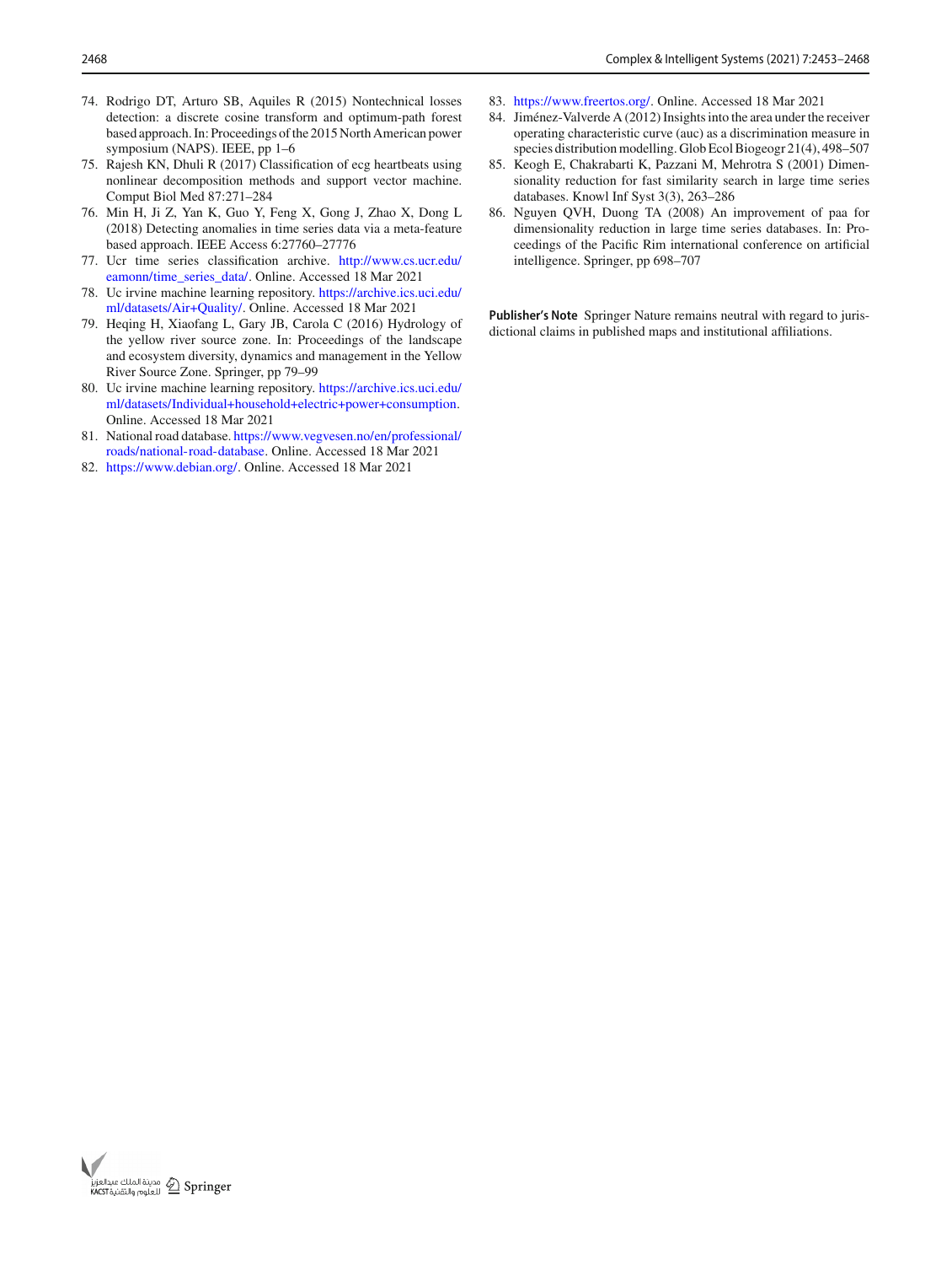74. Rodrigo DT, Arturo SB, Aquiles R (2015) Nontechnical losses detection: a discrete cosine transform and optimum-path forest based approach. In: Proceedings of the 2015 North American power symposium (NAPS). IEEE, pp 1–6
75. Rajesh KN, Dhuli R (2017) Classification of ecg heartbeats using nonlinear decomposition methods and support vector machine. Comput Biol Med 87:271–284
76. Min H, Ji Z, Yan K, Guo Y, Feng X, Gong J, Zhao X, Dong L (2018) Detecting anomalies in time series data via a meta-feature based approach. IEEE Access 6:27760–27776
77. Ucr time series classification archive. http://www.cs.ucr.edu/eamonn/time_series_data/. Online. Accessed 18 Mar 2021
78. Uc irvine machine learning repository. https://archive.ics.uci.edu/ml/datasets/Air+Quality/. Online. Accessed 18 Mar 2021
79. Heqing H, Xiaofang L, Gary JB, Carola C (2016) Hydrology of the yellow river source zone. In: Proceedings of the landscape and ecosystem diversity, dynamics and management in the Yellow River Source Zone. Springer, pp 79–99
80. Uc irvine machine learning repository. https://archive.ics.uci.edu/ml/datasets/Individual+household+electric+power+consumption. Online. Accessed 18 Mar 2021
81. National road database. https://www.vegvesen.no/en/professional/roads/national-road-database. Online. Accessed 18 Mar 2021
82. https://www.debian.org/. Online. Accessed 18 Mar 2021
83. https://www.freertos.org/. Online. Accessed 18 Mar 2021
84. Jiménez-Valverde A (2012) Insights into the area under the receiver operating characteristic curve (auc) as a discrimination measure in species distribution modelling. Glob Ecol Biogeogr 21(4), 498–507
85. Keogh E, Chakrabarti K, Pazzani M, Mehrotra S (2001) Dimensionality reduction for fast similarity search in large time series databases. Knowl Inf Syst 3(3), 263–286
86. Nguyen QVH, Duong TA (2008) An improvement of paa for dimensionality reduction in large time series databases. In: Proceedings of the Pacific Rim international conference on artificial intelligence. Springer, pp 698–707

**Publisher's Note** Springer Nature remains neutral with regard to jurisdictional claims in published maps and institutional affiliations.